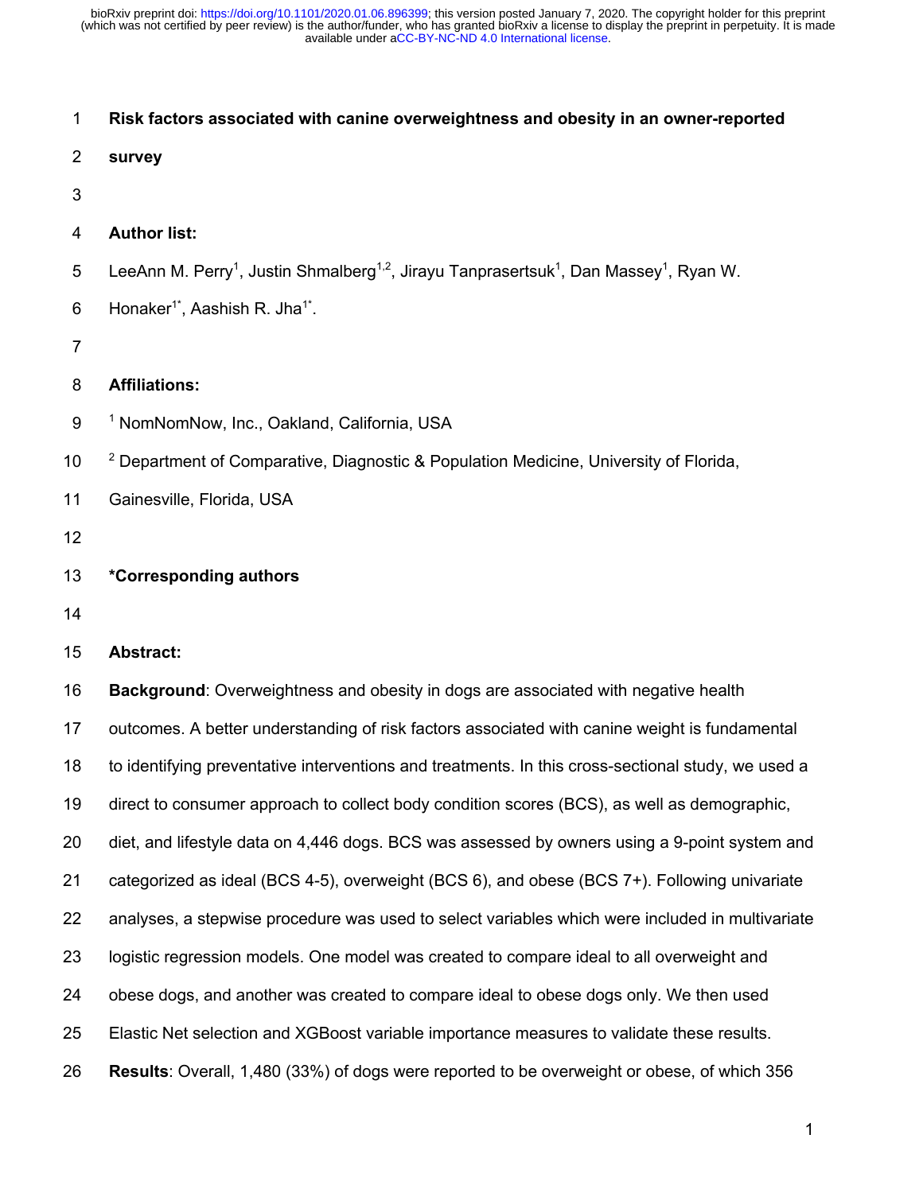# Risk factors associated with canine overweightness and obesity in an owner-reported survey

**Author list:**

LeeAnn M. Perry[1], Justin Shmalberg[1,2], Jirayu Tanprasertsuk[1], Dan Massey[1], Ryan W. Honaker[1*], Aashish R. Jha[1*].

**Affiliations:**

[1] NomNomNow, Inc., Oakland, California, USA

[2] Department of Comparative, Diagnostic & Population Medicine, University of Florida, Gainesville, Florida, USA

**\*Corresponding authors**

**Abstract:**

**Background**: Overweightness and obesity in dogs are associated with negative health outcomes. A better understanding of risk factors associated with canine weight is fundamental to identifying preventative interventions and treatments. In this cross-sectional study, we used a direct to consumer approach to collect body condition scores (BCS), as well as demographic, diet, and lifestyle data on 4,446 dogs. BCS was assessed by owners using a 9-point system and categorized as ideal (BCS 4-5), overweight (BCS 6), and obese (BCS 7+). Following univariate analyses, a stepwise procedure was used to select variables which were included in multivariate logistic regression models. One model was created to compare ideal to all overweight and obese dogs, and another was created to compare ideal to obese dogs only. We then used Elastic Net selection and XGBoost variable importance measures to validate these results.

**Results**: Overall, 1,480 (33%) of dogs were reported to be overweight or obese, of which 356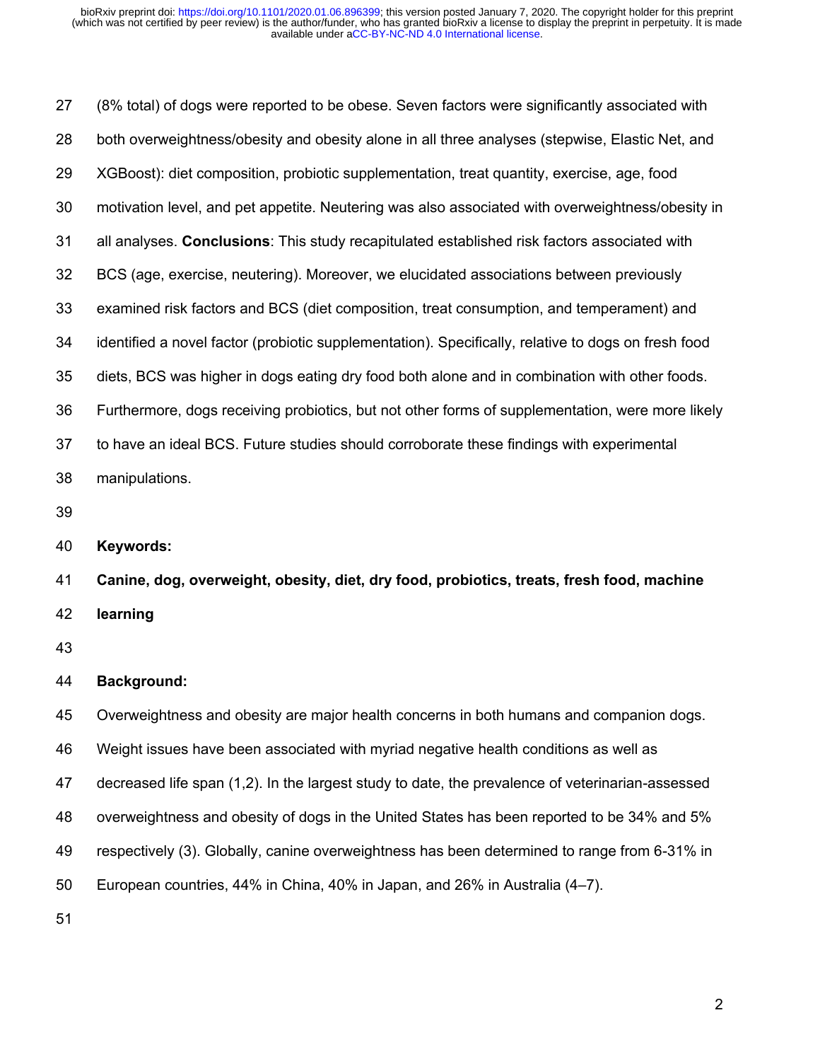(8% total) of dogs were reported to be obese. Seven factors were significantly associated with both overweightness/obesity and obesity alone in all three analyses (stepwise, Elastic Net, and XGBoost): diet composition, probiotic supplementation, treat quantity, exercise, age, food motivation level, and pet appetite. Neutering was also associated with overweightness/obesity in all analyses. **Conclusions**: This study recapitulated established risk factors associated with BCS (age, exercise, neutering). Moreover, we elucidated associations between previously examined risk factors and BCS (diet composition, treat consumption, and temperament) and identified a novel factor (probiotic supplementation). Specifically, relative to dogs on fresh food diets, BCS was higher in dogs eating dry food both alone and in combination with other foods. Furthermore, dogs receiving probiotics, but not other forms of supplementation, were more likely to have an ideal BCS. Future studies should corroborate these findings with experimental manipulations.

**Keywords:**

**Canine, dog, overweight, obesity, diet, dry food, probiotics, treats, fresh food, machine learning**

## Background:

Overweightness and obesity are major health concerns in both humans and companion dogs. Weight issues have been associated with myriad negative health conditions as well as decreased life span (1,2). In the largest study to date, the prevalence of veterinarian-assessed overweightness and obesity of dogs in the United States has been reported to be 34% and 5% respectively (3). Globally, canine overweightness has been determined to range from 6-31% in European countries, 44% in China, 40% in Japan, and 26% in Australia (4–7).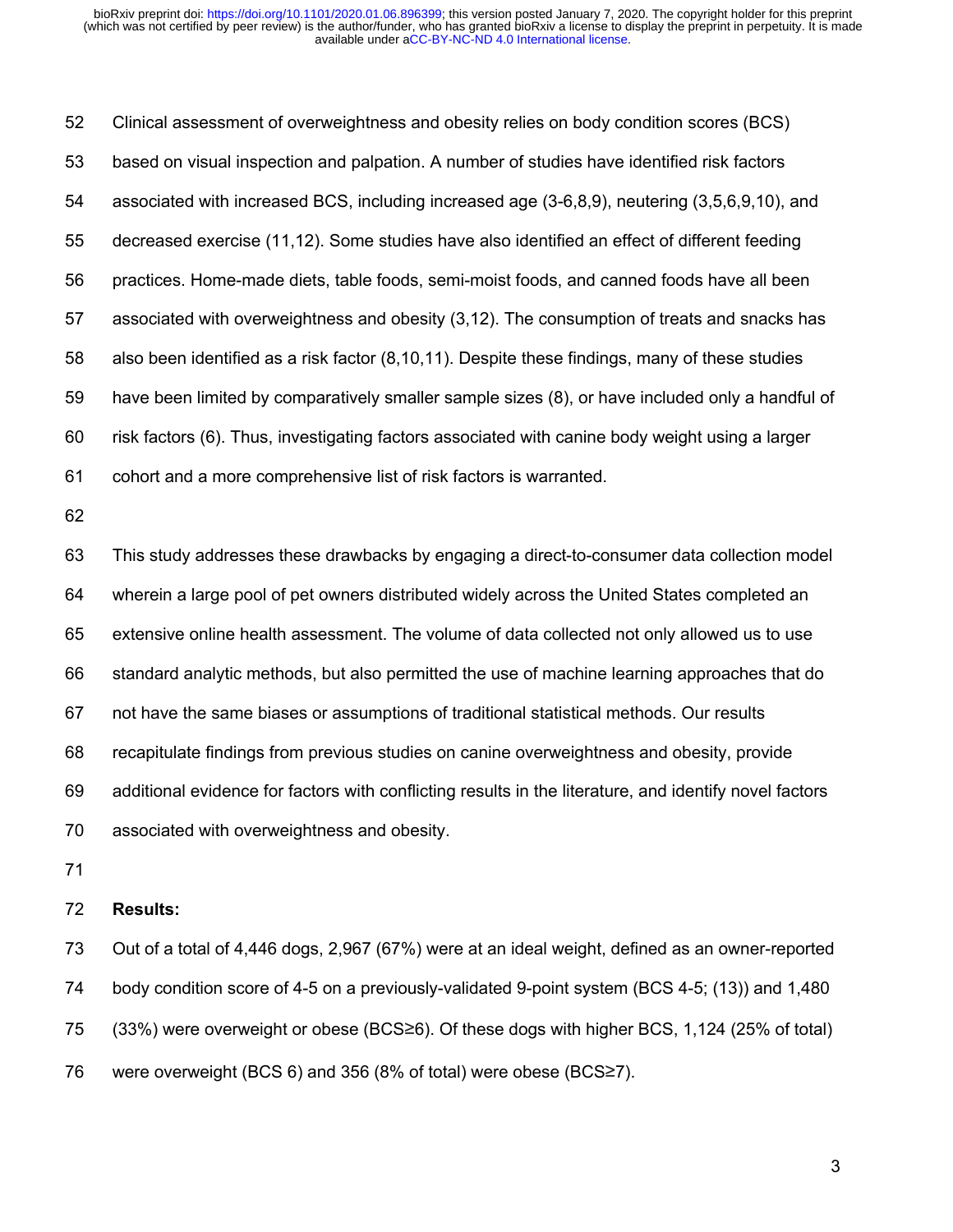Clinical assessment of overweightness and obesity relies on body condition scores (BCS) based on visual inspection and palpation. A number of studies have identified risk factors associated with increased BCS, including increased age (3-6,8,9), neutering (3,5,6,9,10), and decreased exercise (11,12). Some studies have also identified an effect of different feeding practices. Home-made diets, table foods, semi-moist foods, and canned foods have all been associated with overweightness and obesity (3,12). The consumption of treats and snacks has also been identified as a risk factor (8,10,11). Despite these findings, many of these studies have been limited by comparatively smaller sample sizes (8), or have included only a handful of risk factors (6). Thus, investigating factors associated with canine body weight using a larger cohort and a more comprehensive list of risk factors is warranted.

This study addresses these drawbacks by engaging a direct-to-consumer data collection model wherein a large pool of pet owners distributed widely across the United States completed an extensive online health assessment. The volume of data collected not only allowed us to use standard analytic methods, but also permitted the use of machine learning approaches that do not have the same biases or assumptions of traditional statistical methods. Our results recapitulate findings from previous studies on canine overweightness and obesity, provide additional evidence for factors with conflicting results in the literature, and identify novel factors associated with overweightness and obesity.

**Results:**

Out of a total of 4,446 dogs, 2,967 (67%) were at an ideal weight, defined as an owner-reported body condition score of 4-5 on a previously-validated 9-point system (BCS 4-5; (13)) and 1,480 (33%) were overweight or obese (BCS≥6). Of these dogs with higher BCS, 1,124 (25% of total) were overweight (BCS 6) and 356 (8% of total) were obese (BCS≥7).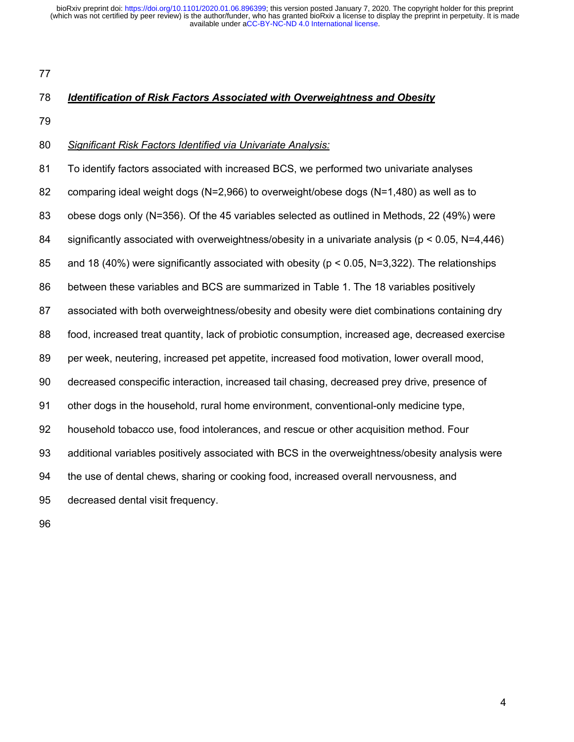## ***Identification of Risk Factors Associated with Overweightness and Obesity***

*Significant Risk Factors Identified via Univariate Analysis:*

To identify factors associated with increased BCS, we performed two univariate analyses comparing ideal weight dogs (N=2,966) to overweight/obese dogs (N=1,480) as well as to obese dogs only (N=356). Of the 45 variables selected as outlined in Methods, 22 (49%) were significantly associated with overweightness/obesity in a univariate analysis ($p < 0.05$, N=4,446) and 18 (40%) were significantly associated with obesity ($p < 0.05$, N=3,322). The relationships between these variables and BCS are summarized in Table 1. The 18 variables positively associated with both overweightness/obesity and obesity were diet combinations containing dry food, increased treat quantity, lack of probiotic consumption, increased age, decreased exercise per week, neutering, increased pet appetite, increased food motivation, lower overall mood, decreased conspecific interaction, increased tail chasing, decreased prey drive, presence of other dogs in the household, rural home environment, conventional-only medicine type, household tobacco use, food intolerances, and rescue or other acquisition method. Four additional variables positively associated with BCS in the overweightness/obesity analysis were the use of dental chews, sharing or cooking food, increased overall nervousness, and decreased dental visit frequency.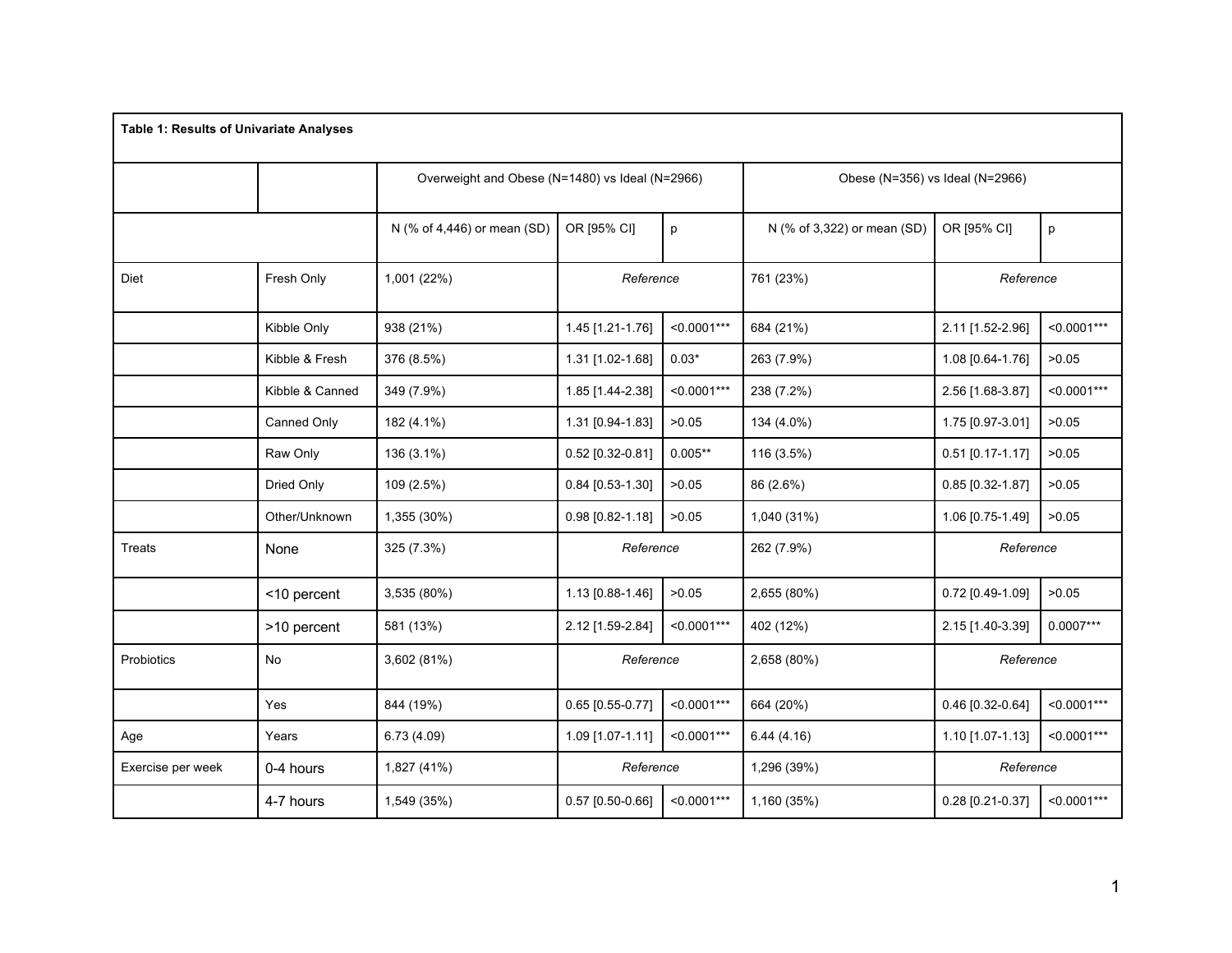**Table 1: Results of Univariate Analyses**

| | | Overweight and Obese (N=1480) vs Ideal (N=2966) | | | Obese (N=356) vs Ideal (N=2966) | | |
|---|---|---|---|---|---|---|---|
| | | N (% of 4,446) or mean (SD) | OR [95% CI] | p | N (% of 3,322) or mean (SD) | OR [95% CI] | p |
| Diet | Fresh Only | 1,001 (22%) | *Reference* | | 761 (23%) | *Reference* | |
| | Kibble Only | 938 (21%) | 1.45 [1.21-1.76] | <0.0001*** | 684 (21%) | 2.11 [1.52-2.96] | <0.0001*** |
| | Kibble & Fresh | 376 (8.5%) | 1.31 [1.02-1.68] | 0.03* | 263 (7.9%) | 1.08 [0.64-1.76] | >0.05 |
| | Kibble & Canned | 349 (7.9%) | 1.85 [1.44-2.38] | <0.0001*** | 238 (7.2%) | 2.56 [1.68-3.87] | <0.0001*** |
| | Canned Only | 182 (4.1%) | 1.31 [0.94-1.83] | >0.05 | 134 (4.0%) | 1.75 [0.97-3.01] | >0.05 |
| | Raw Only | 136 (3.1%) | 0.52 [0.32-0.81] | 0.005** | 116 (3.5%) | 0.51 [0.17-1.17] | >0.05 |
| | Dried Only | 109 (2.5%) | 0.84 [0.53-1.30] | >0.05 | 86 (2.6%) | 0.85 [0.32-1.87] | >0.05 |
| | Other/Unknown | 1,355 (30%) | 0.98 [0.82-1.18] | >0.05 | 1,040 (31%) | 1.06 [0.75-1.49] | >0.05 |
| Treats | None | 325 (7.3%) | *Reference* | | 262 (7.9%) | *Reference* | |
| | <10 percent | 3,535 (80%) | 1.13 [0.88-1.46] | >0.05 | 2,655 (80%) | 0.72 [0.49-1.09] | >0.05 |
| | >10 percent | 581 (13%) | 2.12 [1.59-2.84] | <0.0001*** | 402 (12%) | 2.15 [1.40-3.39] | 0.0007*** |
| Probiotics | No | 3,602 (81%) | *Reference* | | 2,658 (80%) | *Reference* | |
| | Yes | 844 (19%) | 0.65 [0.55-0.77] | <0.0001*** | 664 (20%) | 0.46 [0.32-0.64] | <0.0001*** |
| Age | Years | 6.73 (4.09) | 1.09 [1.07-1.11] | <0.0001*** | 6.44 (4.16) | 1.10 [1.07-1.13] | <0.0001*** |
| Exercise per week | 0-4 hours | 1,827 (41%) | *Reference* | | 1,296 (39%) | *Reference* | |
| | 4-7 hours | 1,549 (35%) | 0.57 [0.50-0.66] | <0.0001*** | 1,160 (35%) | 0.28 [0.21-0.37] | <0.0001*** |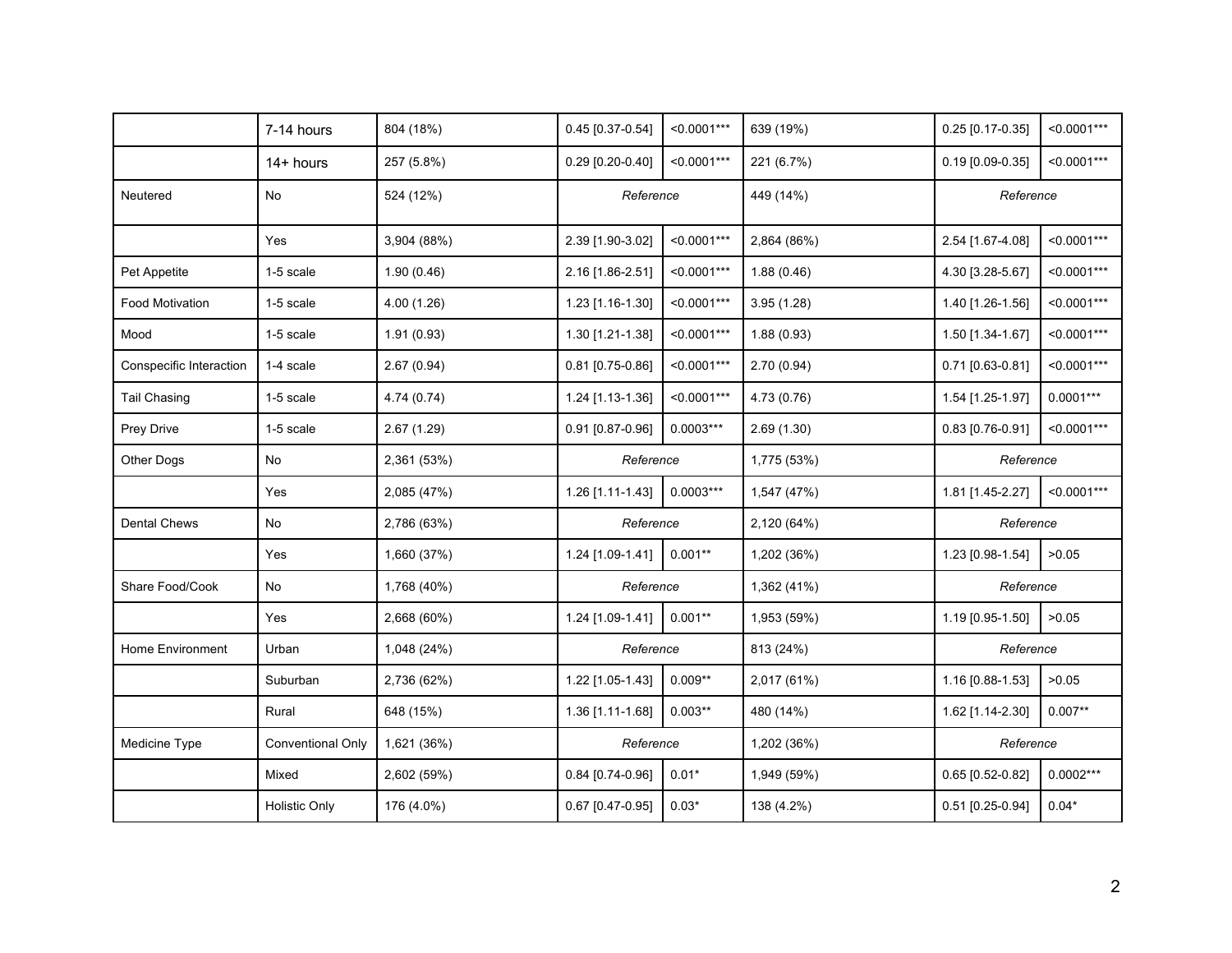| | | | | | | | |
|---|---|---|---|---|---|---|---|
| | 7-14 hours | 804 (18%) | 0.45 [0.37-0.54] | <0.0001*** | 639 (19%) | 0.25 [0.17-0.35] | <0.0001*** |
| | 14+ hours | 257 (5.8%) | 0.29 [0.20-0.40] | <0.0001*** | 221 (6.7%) | 0.19 [0.09-0.35] | <0.0001*** |
| Neutered | No | 524 (12%) | *Reference* | | 449 (14%) | *Reference* | |
| | Yes | 3,904 (88%) | 2.39 [1.90-3.02] | <0.0001*** | 2,864 (86%) | 2.54 [1.67-4.08] | <0.0001*** |
| Pet Appetite | 1-5 scale | 1.90 (0.46) | 2.16 [1.86-2.51] | <0.0001*** | 1.88 (0.46) | 4.30 [3.28-5.67] | <0.0001*** |
| Food Motivation | 1-5 scale | 4.00 (1.26) | 1.23 [1.16-1.30] | <0.0001*** | 3.95 (1.28) | 1.40 [1.26-1.56] | <0.0001*** |
| Mood | 1-5 scale | 1.91 (0.93) | 1.30 [1.21-1.38] | <0.0001*** | 1.88 (0.93) | 1.50 [1.34-1.67] | <0.0001*** |
| Conspecific Interaction | 1-4 scale | 2.67 (0.94) | 0.81 [0.75-0.86] | <0.0001*** | 2.70 (0.94) | 0.71 [0.63-0.81] | <0.0001*** |
| Tail Chasing | 1-5 scale | 4.74 (0.74) | 1.24 [1.13-1.36] | <0.0001*** | 4.73 (0.76) | 1.54 [1.25-1.97] | 0.0001*** |
| Prey Drive | 1-5 scale | 2.67 (1.29) | 0.91 [0.87-0.96] | 0.0003*** | 2.69 (1.30) | 0.83 [0.76-0.91] | <0.0001*** |
| Other Dogs | No | 2,361 (53%) | *Reference* | | 1,775 (53%) | *Reference* | |
| | Yes | 2,085 (47%) | 1.26 [1.11-1.43] | 0.0003*** | 1,547 (47%) | 1.81 [1.45-2.27] | <0.0001*** |
| Dental Chews | No | 2,786 (63%) | *Reference* | | 2,120 (64%) | *Reference* | |
| | Yes | 1,660 (37%) | 1.24 [1.09-1.41] | 0.001** | 1,202 (36%) | 1.23 [0.98-1.54] | >0.05 |
| Share Food/Cook | No | 1,768 (40%) | *Reference* | | 1,362 (41%) | *Reference* | |
| | Yes | 2,668 (60%) | 1.24 [1.09-1.41] | 0.001** | 1,953 (59%) | 1.19 [0.95-1.50] | >0.05 |
| Home Environment | Urban | 1,048 (24%) | *Reference* | | 813 (24%) | *Reference* | |
| | Suburban | 2,736 (62%) | 1.22 [1.05-1.43] | 0.009** | 2,017 (61%) | 1.16 [0.88-1.53] | >0.05 |
| | Rural | 648 (15%) | 1.36 [1.11-1.68] | 0.003** | 480 (14%) | 1.62 [1.14-2.30] | 0.007** |
| Medicine Type | Conventional Only | 1,621 (36%) | *Reference* | | 1,202 (36%) | *Reference* | |
| | Mixed | 2,602 (59%) | 0.84 [0.74-0.96] | 0.01* | 1,949 (59%) | 0.65 [0.52-0.82] | 0.0002*** |
| | Holistic Only | 176 (4.0%) | 0.67 [0.47-0.95] | 0.03* | 138 (4.2%) | 0.51 [0.25-0.94] | 0.04* |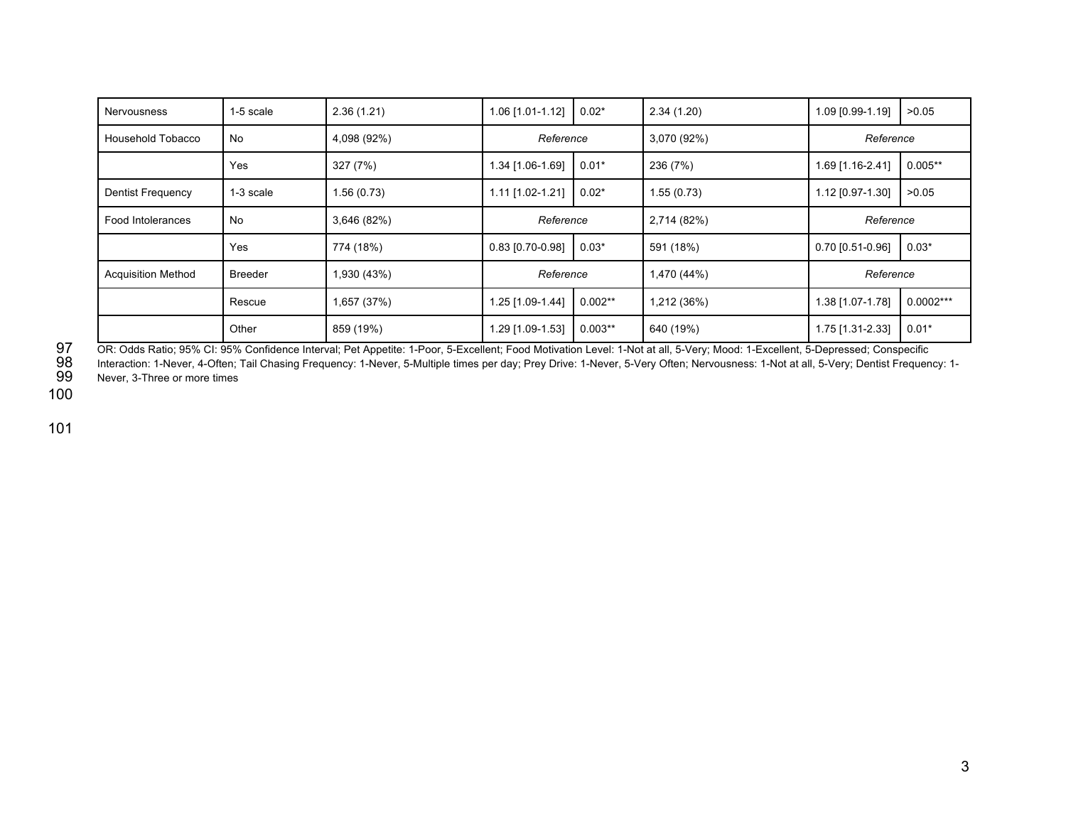| | | | | | | | |
|---|---|---|---|---|---|---|---|
| Nervousness | 1-5 scale | 2.36 (1.21) | 1.06 [1.01-1.12] | 0.02* | 2.34 (1.20) | 1.09 [0.99-1.19] | >0.05 |
| Household Tobacco | No | 4,098 (92%) | *Reference* | | 3,070 (92%) | *Reference* | |
| | Yes | 327 (7%) | 1.34 [1.06-1.69] | 0.01* | 236 (7%) | 1.69 [1.16-2.41] | 0.005** |
| Dentist Frequency | 1-3 scale | 1.56 (0.73) | 1.11 [1.02-1.21] | 0.02* | 1.55 (0.73) | 1.12 [0.97-1.30] | >0.05 |
| Food Intolerances | No | 3,646 (82%) | *Reference* | | 2,714 (82%) | *Reference* | |
| | Yes | 774 (18%) | 0.83 [0.70-0.98] | 0.03* | 591 (18%) | 0.70 [0.51-0.96] | 0.03* |
| Acquisition Method | Breeder | 1,930 (43%) | *Reference* | | 1,470 (44%) | *Reference* | |
| | Rescue | 1,657 (37%) | 1.25 [1.09-1.44] | 0.002** | 1,212 (36%) | 1.38 [1.07-1.78] | 0.0002*** |
| | Other | 859 (19%) | 1.29 [1.09-1.53] | 0.003** | 640 (19%) | 1.75 [1.31-2.33] | 0.01* |

OR: Odds Ratio; 95% CI: 95% Confidence Interval; Pet Appetite: 1-Poor, 5-Excellent; Food Motivation Level: 1-Not at all, 5-Very; Mood: 1-Excellent, 5-Depressed; Conspecific Interaction: 1-Never, 4-Often; Tail Chasing Frequency: 1-Never, 5-Multiple times per day; Prey Drive: 1-Never, 5-Very Often; Nervousness: 1-Not at all, 5-Very; Dentist Frequency: 1-Never, 3-Three or more times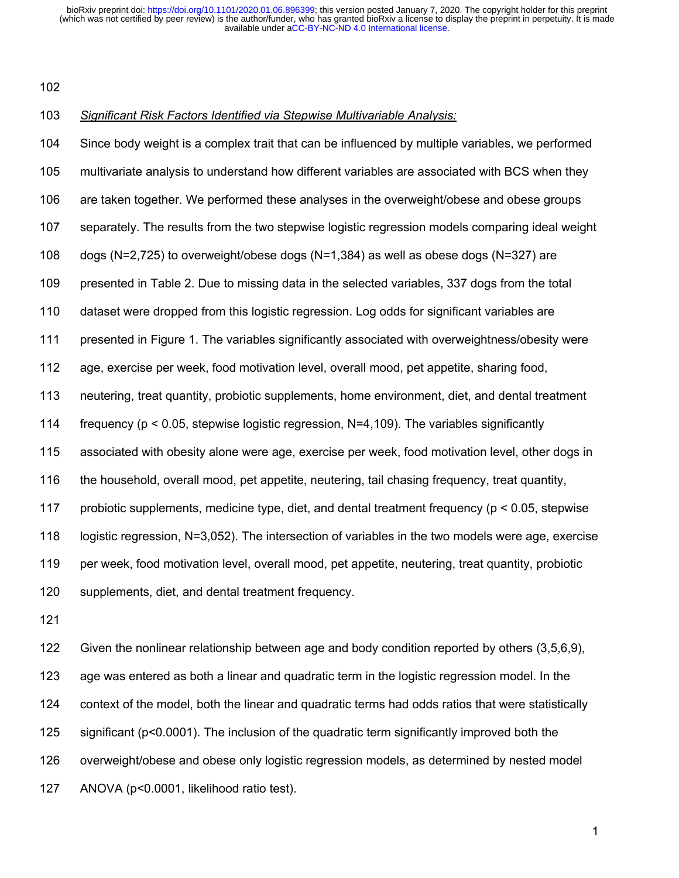*Significant Risk Factors Identified via Stepwise Multivariable Analysis:*

Since body weight is a complex trait that can be influenced by multiple variables, we performed multivariate analysis to understand how different variables are associated with BCS when they are taken together. We performed these analyses in the overweight/obese and obese groups separately. The results from the two stepwise logistic regression models comparing ideal weight dogs (N=2,725) to overweight/obese dogs (N=1,384) as well as obese dogs (N=327) are presented in Table 2. Due to missing data in the selected variables, 337 dogs from the total dataset were dropped from this logistic regression. Log odds for significant variables are presented in Figure 1. The variables significantly associated with overweightness/obesity were age, exercise per week, food motivation level, overall mood, pet appetite, sharing food, neutering, treat quantity, probiotic supplements, home environment, diet, and dental treatment frequency ($p < 0.05$, stepwise logistic regression, N=4,109). The variables significantly associated with obesity alone were age, exercise per week, food motivation level, other dogs in the household, overall mood, pet appetite, neutering, tail chasing frequency, treat quantity, probiotic supplements, medicine type, diet, and dental treatment frequency ($p < 0.05$, stepwise logistic regression, N=3,052). The intersection of variables in the two models were age, exercise per week, food motivation level, overall mood, pet appetite, neutering, treat quantity, probiotic supplements, diet, and dental treatment frequency.

Given the nonlinear relationship between age and body condition reported by others (3,5,6,9), age was entered as both a linear and quadratic term in the logistic regression model. In the context of the model, both the linear and quadratic terms had odds ratios that were statistically significant ($p<0.0001$). The inclusion of the quadratic term significantly improved both the overweight/obese and obese only logistic regression models, as determined by nested model ANOVA ($p<0.0001$, likelihood ratio test).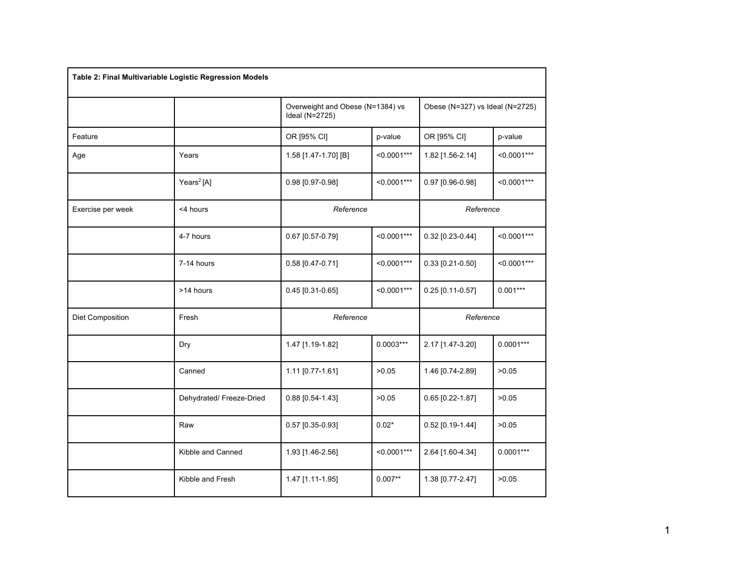**Table 2: Final Multivariable Logistic Regression Models**

| | | Overweight and Obese (N=1384) vs Ideal (N=2725) | | Obese (N=327) vs Ideal (N=2725) | |
|---|---|---|---|---|---|
| Feature | | OR [95% CI] | p-value | OR [95% CI] | p-value |
| Age | Years | 1.58 [1.47-1.70] [B] | <0.0001*** | 1.82 [1.56-2.14] | <0.0001*** |
| | $Years^2$ [A] | 0.98 [0.97-0.98] | <0.0001*** | 0.97 [0.96-0.98] | <0.0001*** |
| Exercise per week | <4 hours | *Reference* | | *Reference* | |
| | 4-7 hours | 0.67 [0.57-0.79] | <0.0001*** | 0.32 [0.23-0.44] | <0.0001*** |
| | 7-14 hours | 0.58 [0.47-0.71] | <0.0001*** | 0.33 [0.21-0.50] | <0.0001*** |
| | >14 hours | 0.45 [0.31-0.65] | <0.0001*** | 0.25 [0.11-0.57] | 0.001*** |
| Diet Composition | Fresh | *Reference* | | *Reference* | |
| | Dry | 1.47 [1.19-1.82] | 0.0003*** | 2.17 [1.47-3.20] | 0.0001*** |
| | Canned | 1.11 [0.77-1.61] | >0.05 | 1.46 [0.74-2.89] | >0.05 |
| | Dehydrated/ Freeze-Dried | 0.88 [0.54-1.43] | >0.05 | 0.65 [0.22-1.87] | >0.05 |
| | Raw | 0.57 [0.35-0.93] | 0.02* | 0.52 [0.19-1.44] | >0.05 |
| | Kibble and Canned | 1.93 [1.46-2.56] | <0.0001*** | 2.64 [1.60-4.34] | 0.0001*** |
| | Kibble and Fresh | 1.47 [1.11-1.95] | 0.007** | 1.38 [0.77-2.47] | >0.05 |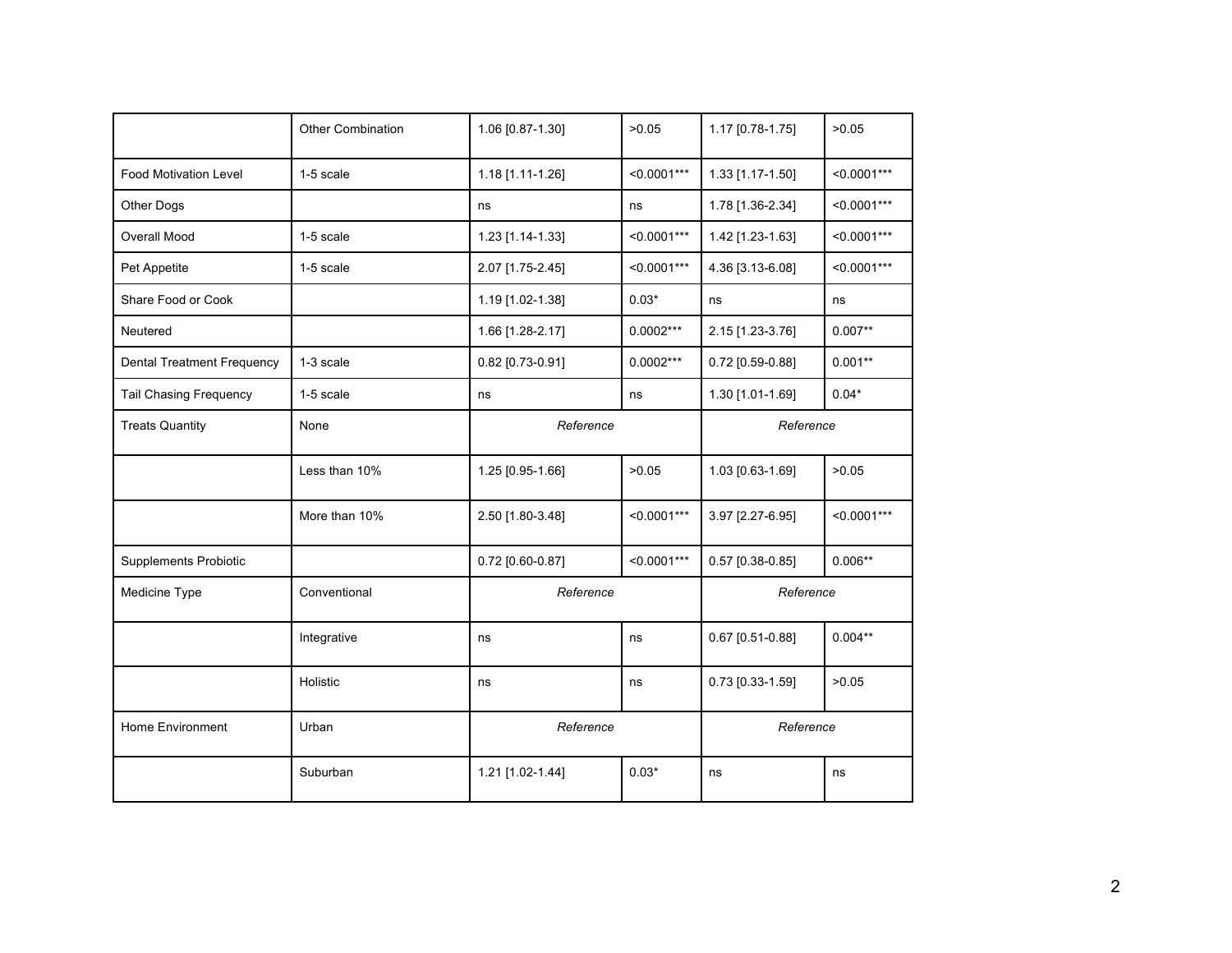| | | | | | |
|---|---|---|---|---|---|
| | Other Combination | 1.06 [0.87-1.30] | >0.05 | 1.17 [0.78-1.75] | >0.05 |
| Food Motivation Level | 1-5 scale | 1.18 [1.11-1.26] | <0.0001*** | 1.33 [1.17-1.50] | <0.0001*** |
| Other Dogs | | ns | ns | 1.78 [1.36-2.34] | <0.0001*** |
| Overall Mood | 1-5 scale | 1.23 [1.14-1.33] | <0.0001*** | 1.42 [1.23-1.63] | <0.0001*** |
| Pet Appetite | 1-5 scale | 2.07 [1.75-2.45] | <0.0001*** | 4.36 [3.13-6.08] | <0.0001*** |
| Share Food or Cook | | 1.19 [1.02-1.38] | 0.03* | ns | ns |
| Neutered | | 1.66 [1.28-2.17] | 0.0002*** | 2.15 [1.23-3.76] | 0.007** |
| Dental Treatment Frequency | 1-3 scale | 0.82 [0.73-0.91] | 0.0002*** | 0.72 [0.59-0.88] | 0.001** |
| Tail Chasing Frequency | 1-5 scale | ns | ns | 1.30 [1.01-1.69] | 0.04* |
| Treats Quantity | None | *Reference* | | *Reference* | |
| | Less than 10% | 1.25 [0.95-1.66] | >0.05 | 1.03 [0.63-1.69] | >0.05 |
| | More than 10% | 2.50 [1.80-3.48] | <0.0001*** | 3.97 [2.27-6.95] | <0.0001*** |
| Supplements Probiotic | | 0.72 [0.60-0.87] | <0.0001*** | 0.57 [0.38-0.85] | 0.006** |
| Medicine Type | Conventional | *Reference* | | *Reference* | |
| | Integrative | ns | ns | 0.67 [0.51-0.88] | 0.004** |
| | Holistic | ns | ns | 0.73 [0.33-1.59] | >0.05 |
| Home Environment | Urban | *Reference* | | *Reference* | |
| | Suburban | 1.21 [1.02-1.44] | 0.03* | ns | ns |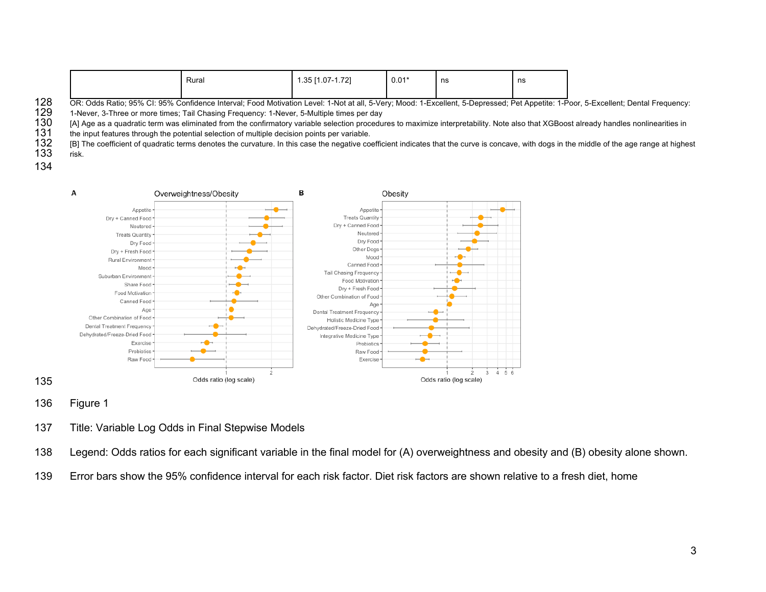| | Rural | 1.35 [1.07-1.72] | 0.01* | ns | ns |
|---|---|---|---|---|---|

OR: Odds Ratio; 95% CI: 95% Confidence Interval; Food Motivation Level: 1-Not at all, 5-Very; Mood: 1-Excellent, 5-Depressed; Pet Appetite: 1-Poor, 5-Excellent; Dental Frequency: 1-Never, 3-Three or more times; Tail Chasing Frequency: 1-Never, 5-Multiple times per day

[A] Age as a quadratic term was eliminated from the confirmatory variable selection procedures to maximize interpretability. Note also that XGBoost already handles nonlinearities in the input features through the potential selection of multiple decision points per variable.

[B] The coefficient of quadratic terms denotes the curvature. In this case the negative coefficient indicates that the curve is concave, with dogs in the middle of the age range at highest risk.

Figure 1

Title: Variable Log Odds in Final Stepwise Models

Legend: Odds ratios for each significant variable in the final model for (A) overweightness and obesity and (B) obesity alone shown. Error bars show the 95% confidence interval for each risk factor. Diet risk factors are shown relative to a fresh diet, home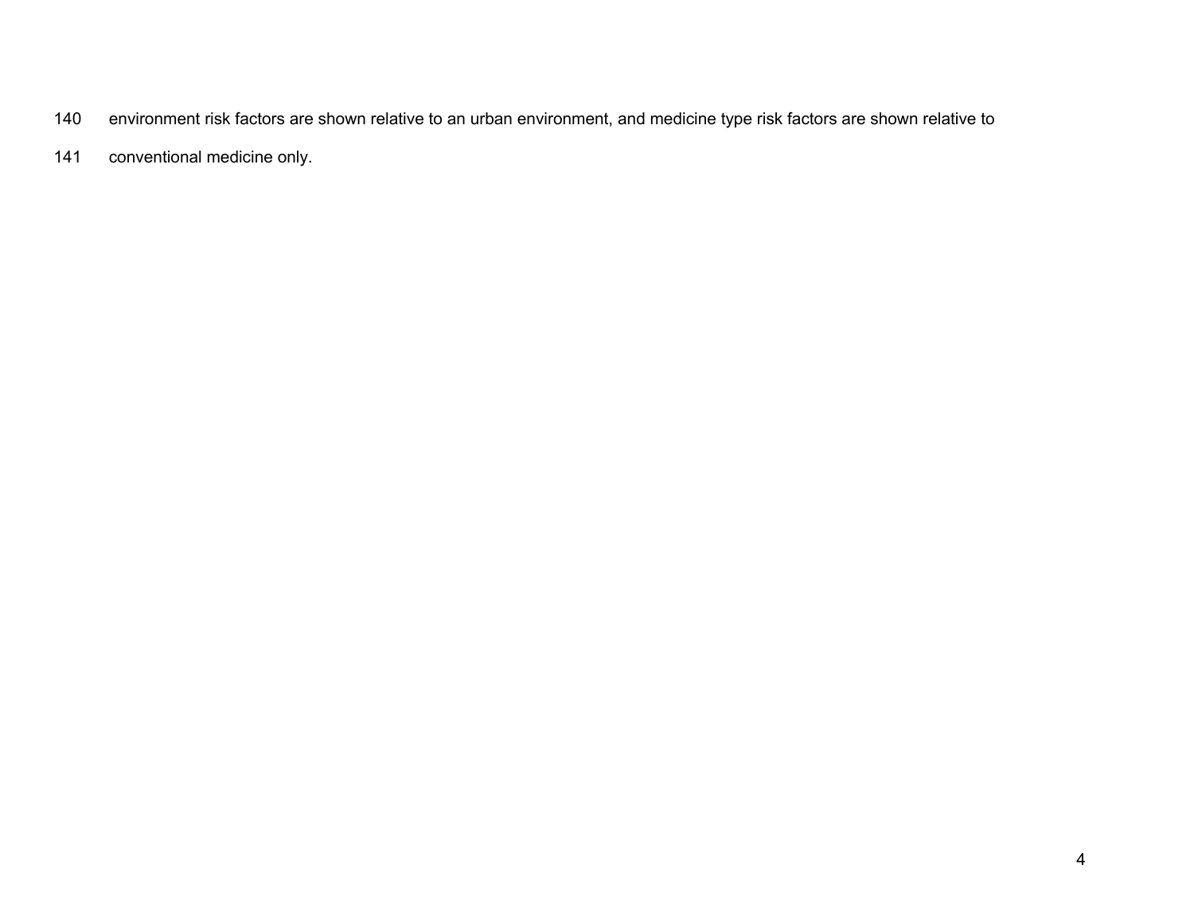environment risk factors are shown relative to an urban environment, and medicine type risk factors are shown relative to conventional medicine only.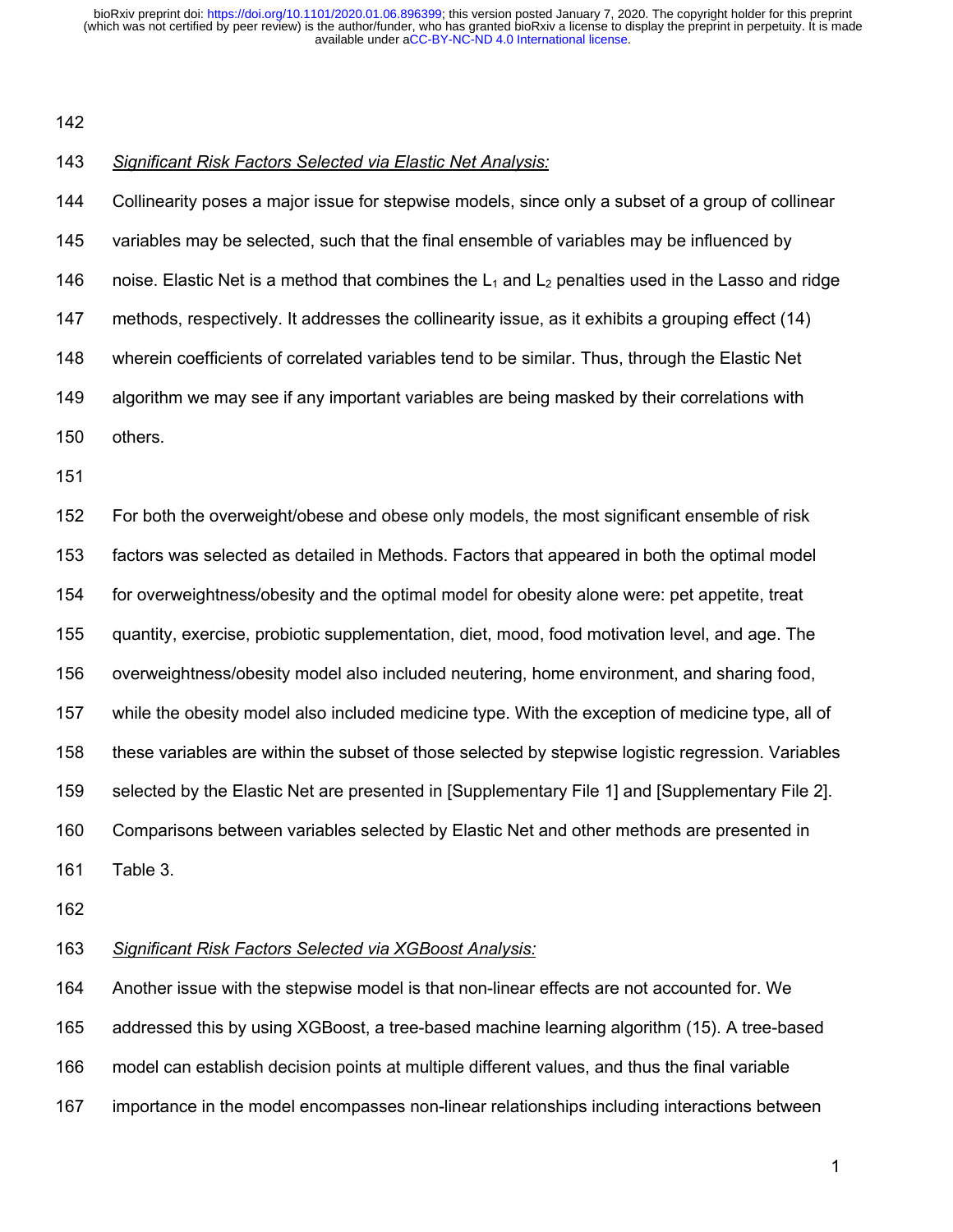*Significant Risk Factors Selected via Elastic Net Analysis:*

Collinearity poses a major issue for stepwise models, since only a subset of a group of collinear variables may be selected, such that the final ensemble of variables may be influenced by noise. Elastic Net is a method that combines the $L_1$ and $L_2$ penalties used in the Lasso and ridge methods, respectively. It addresses the collinearity issue, as it exhibits a grouping effect (14) wherein coefficients of correlated variables tend to be similar. Thus, through the Elastic Net algorithm we may see if any important variables are being masked by their correlations with others.

For both the overweight/obese and obese only models, the most significant ensemble of risk factors was selected as detailed in Methods. Factors that appeared in both the optimal model for overweightness/obesity and the optimal model for obesity alone were: pet appetite, treat quantity, exercise, probiotic supplementation, diet, mood, food motivation level, and age. The overweightness/obesity model also included neutering, home environment, and sharing food, while the obesity model also included medicine type. With the exception of medicine type, all of these variables are within the subset of those selected by stepwise logistic regression. Variables selected by the Elastic Net are presented in [Supplementary File 1] and [Supplementary File 2]. Comparisons between variables selected by Elastic Net and other methods are presented in Table 3.

*Significant Risk Factors Selected via XGBoost Analysis:*

Another issue with the stepwise model is that non-linear effects are not accounted for. We addressed this by using XGBoost, a tree-based machine learning algorithm (15). A tree-based model can establish decision points at multiple different values, and thus the final variable importance in the model encompasses non-linear relationships including interactions between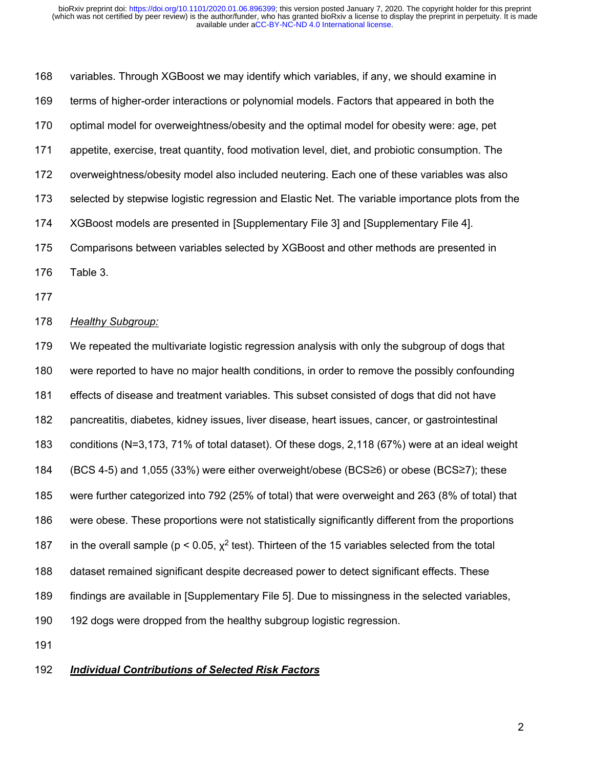variables. Through XGBoost we may identify which variables, if any, we should examine in terms of higher-order interactions or polynomial models. Factors that appeared in both the optimal model for overweightness/obesity and the optimal model for obesity were: age, pet appetite, exercise, treat quantity, food motivation level, diet, and probiotic consumption. The overweightness/obesity model also included neutering. Each one of these variables was also selected by stepwise logistic regression and Elastic Net. The variable importance plots from the XGBoost models are presented in [Supplementary File 3] and [Supplementary File 4]. Comparisons between variables selected by XGBoost and other methods are presented in Table 3.

*Healthy Subgroup:*

We repeated the multivariate logistic regression analysis with only the subgroup of dogs that were reported to have no major health conditions, in order to remove the possibly confounding effects of disease and treatment variables. This subset consisted of dogs that did not have pancreatitis, diabetes, kidney issues, liver disease, heart issues, cancer, or gastrointestinal conditions (N=3,173, 71% of total dataset). Of these dogs, 2,118 (67%) were at an ideal weight (BCS 4-5) and 1,055 (33%) were either overweight/obese (BCS≥6) or obese (BCS≥7); these were further categorized into 792 (25% of total) that were overweight and 263 (8% of total) that were obese. These proportions were not statistically significantly different from the proportions in the overall sample ($p < 0.05$, $\chi^2$ test). Thirteen of the 15 variables selected from the total dataset remained significant despite decreased power to detect significant effects. These findings are available in [Supplementary File 5]. Due to missingness in the selected variables, 192 dogs were dropped from the healthy subgroup logistic regression.

***Individual Contributions of Selected Risk Factors***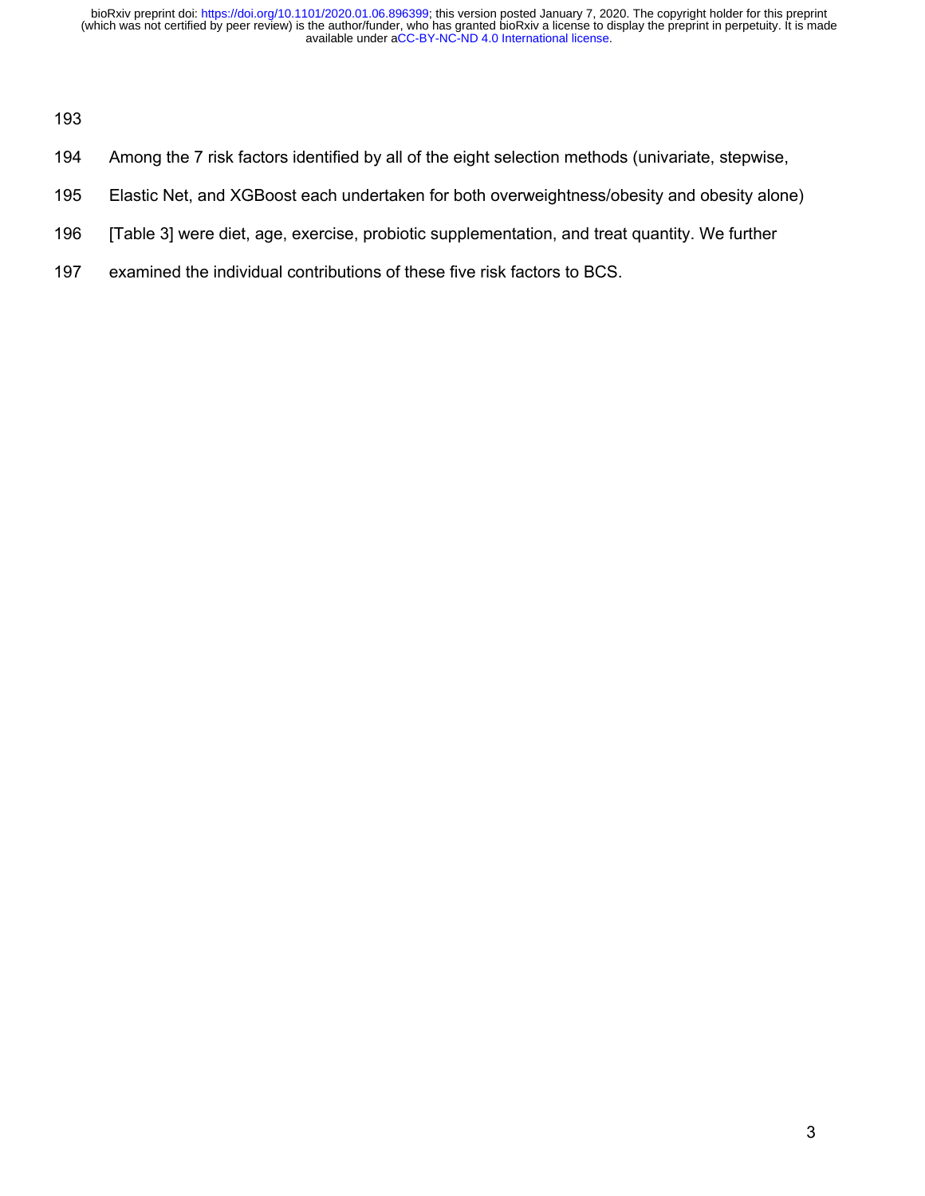Among the 7 risk factors identified by all of the eight selection methods (univariate, stepwise, Elastic Net, and XGBoost each undertaken for both overweightness/obesity and obesity alone) [Table 3] were diet, age, exercise, probiotic supplementation, and treat quantity. We further examined the individual contributions of these five risk factors to BCS.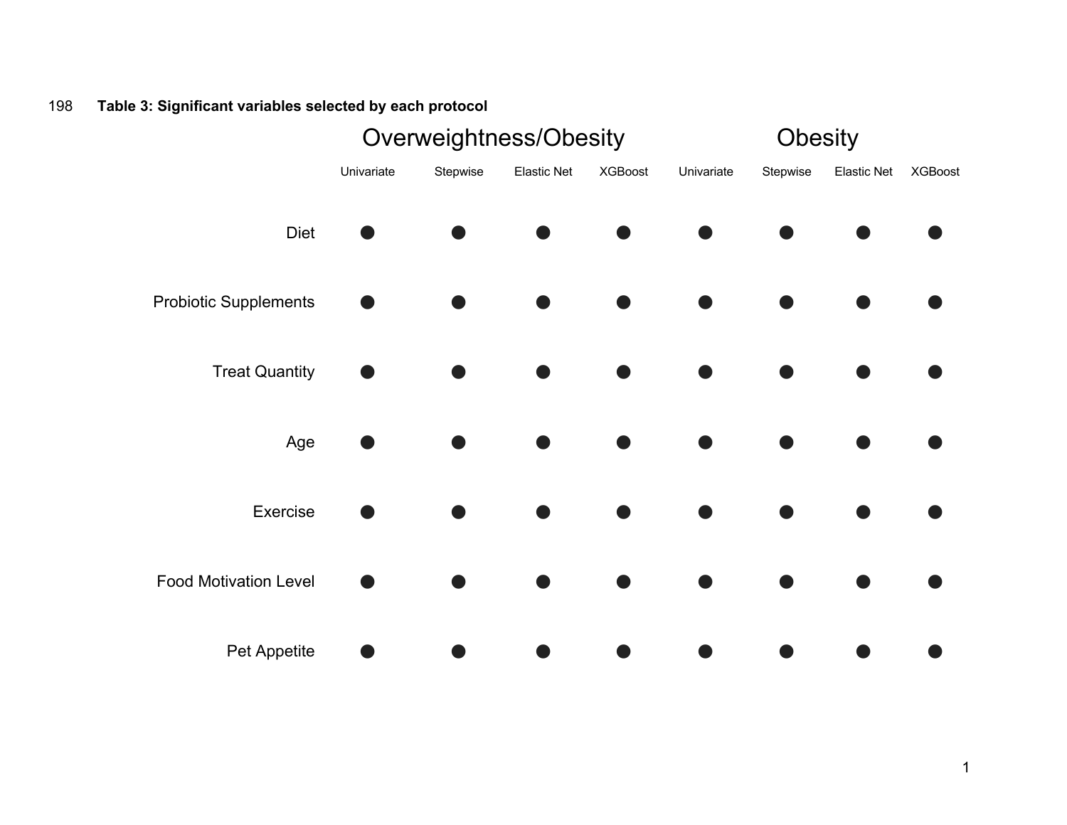**Table 3: Significant variables selected by each protocol**

| | Overweightness/Obesity | | | | Obesity | | | |
|---|---|---|---|---|---|---|---|---|
| | Univariate | Stepwise | Elastic Net | XGBoost | Univariate | Stepwise | Elastic Net | XGBoost |
| Diet | ● | ● | ● | ● | ● | ● | ● | ● |
| Probiotic Supplements | ● | ● | ● | ● | ● | ● | ● | ● |
| Treat Quantity | ● | ● | ● | ● | ● | ● | ● | ● |
| Age | ● | ● | ● | ● | ● | ● | ● | ● |
| Exercise | ● | ● | ● | ● | ● | ● | ● | ● |
| Food Motivation Level | ● | ● | ● | ● | ● | ● | ● | ● |
| Pet Appetite | ● | ● | ● | ● | ● | ● | ● | ● |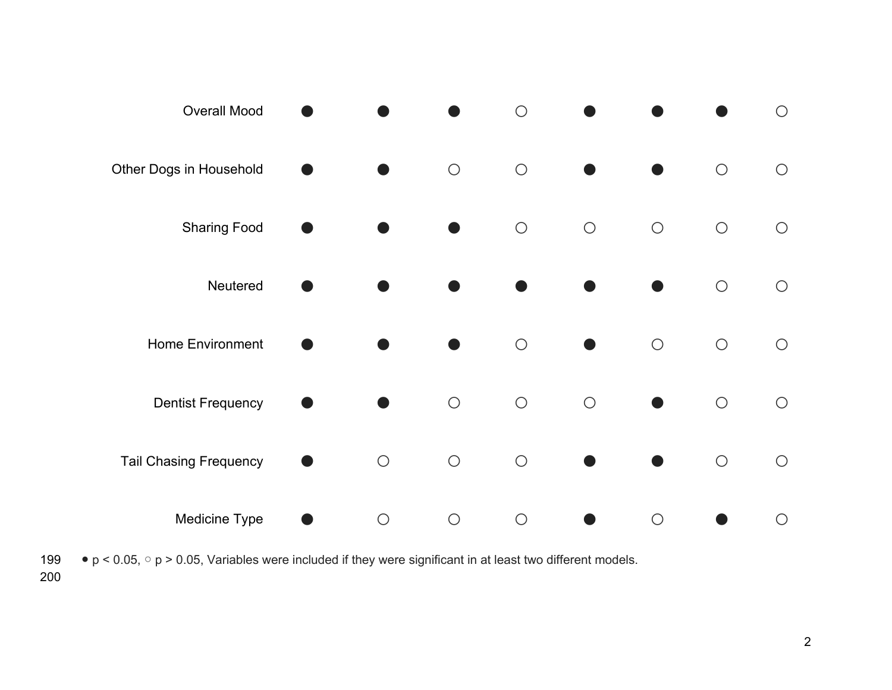| | | | | | | | | |
|---|---|---|---|---|---|---|---|---|
| Overall Mood | ● | ● | ● | ○ | ● | ● | ● | ○ |
| Other Dogs in Household | ● | ● | ○ | ○ | ● | ● | ○ | ○ |
| Sharing Food | ● | ● | ● | ○ | ○ | ○ | ○ | ○ |
| Neutered | ● | ● | ● | ● | ● | ● | ○ | ○ |
| Home Environment | ● | ● | ● | ○ | ● | ○ | ○ | ○ |
| Dentist Frequency | ● | ● | ○ | ○ | ○ | ● | ○ | ○ |
| Tail Chasing Frequency | ● | ○ | ○ | ○ | ● | ● | ○ | ○ |
| Medicine Type | ● | ○ | ○ | ○ | ● | ○ | ● | ○ |

199 • $p < 0.05$, ○ $p > 0.05$, Variables were included if they were significant in at least two different models.

200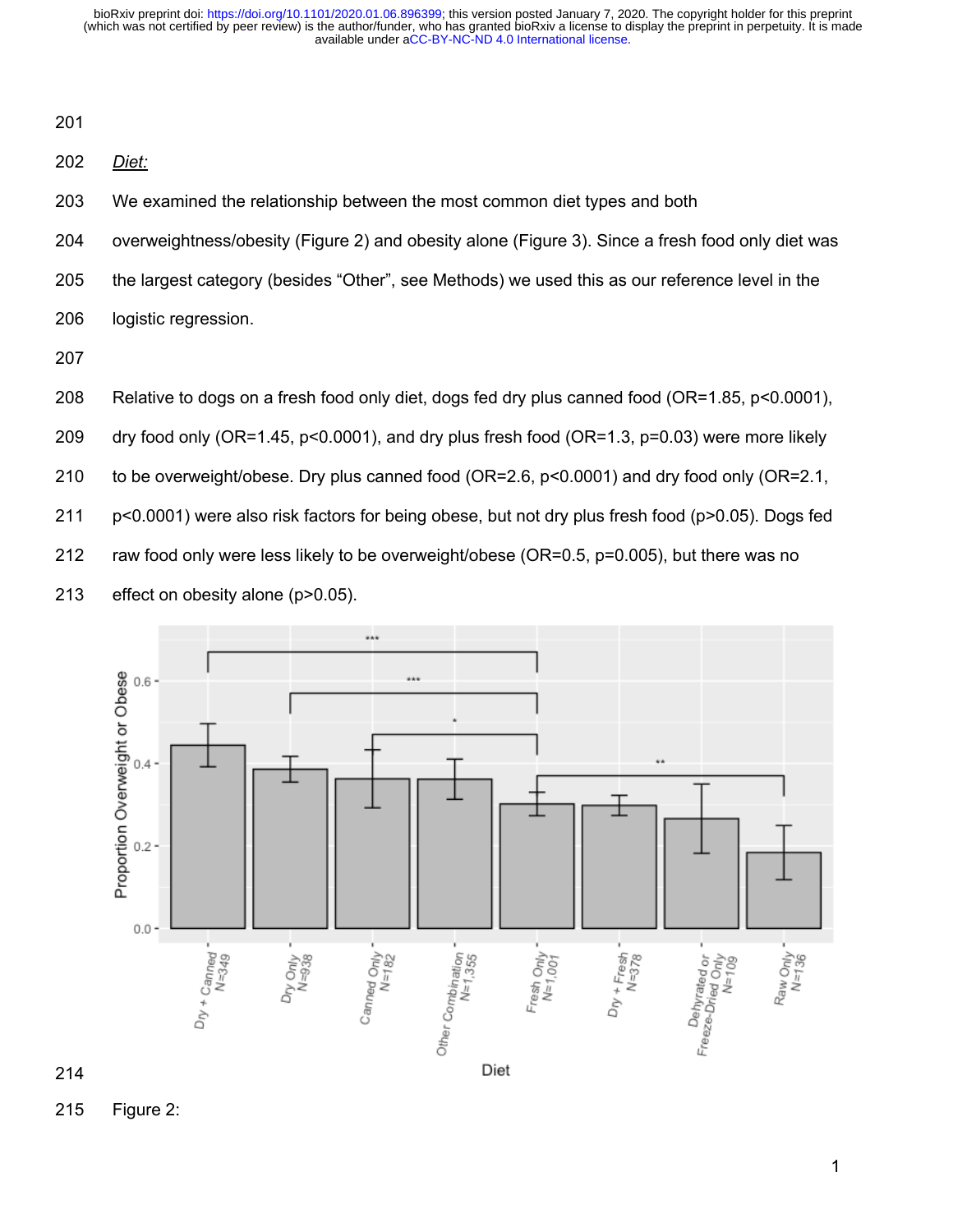*Diet:*

We examined the relationship between the most common diet types and both overweightness/obesity (Figure 2) and obesity alone (Figure 3). Since a fresh food only diet was the largest category (besides "Other", see Methods) we used this as our reference level in the logistic regression.

Relative to dogs on a fresh food only diet, dogs fed dry plus canned food (OR=1.85, $p<0.0001$), dry food only (OR=1.45, $p<0.0001$), and dry plus fresh food (OR=1.3, $p=0.03$) were more likely to be overweight/obese. Dry plus canned food (OR=2.6, $p<0.0001$) and dry food only (OR=2.1, $p<0.0001$) were also risk factors for being obese, but not dry plus fresh food ($p>0.05$). Dogs fed raw food only were less likely to be overweight/obese (OR=0.5, $p=0.005$), but there was no effect on obesity alone ($p>0.05$).

Figure 2: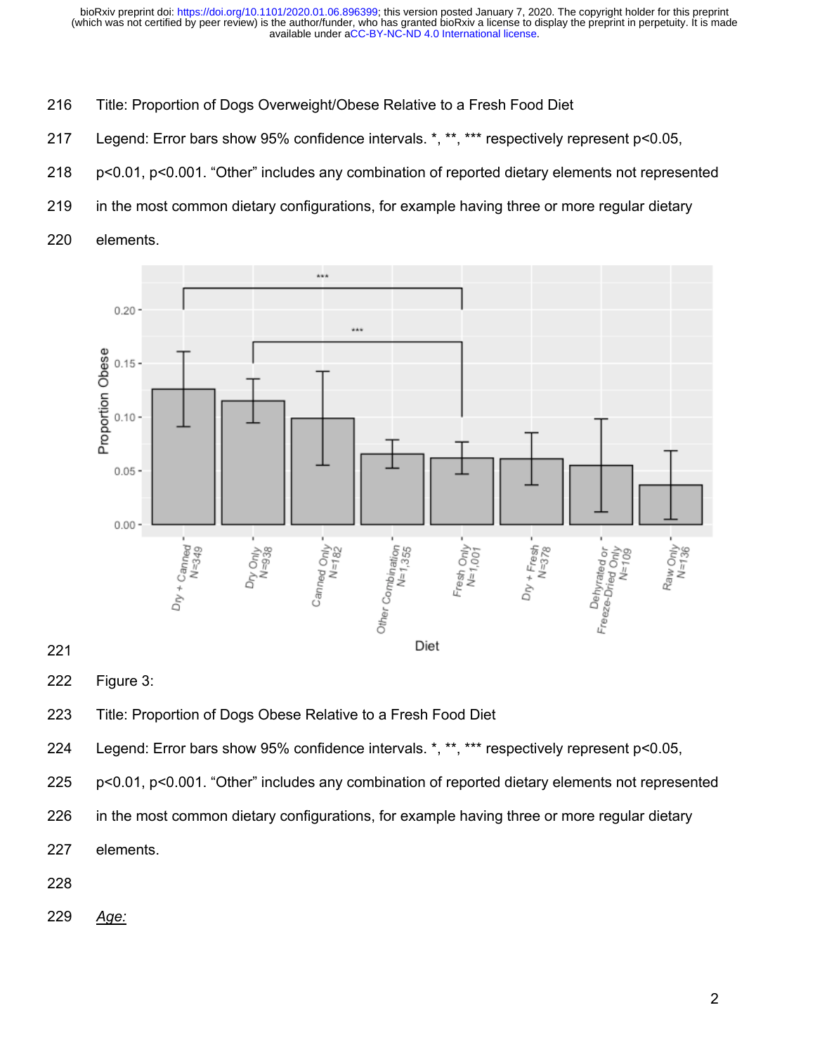Title: Proportion of Dogs Overweight/Obese Relative to a Fresh Food Diet

Legend: Error bars show 95% confidence intervals. *, **, *** respectively represent p<0.05, p<0.01, p<0.001. "Other" includes any combination of reported dietary elements not represented in the most common dietary configurations, for example having three or more regular dietary elements.

Figure 3:

Title: Proportion of Dogs Obese Relative to a Fresh Food Diet

Legend: Error bars show 95% confidence intervals. *, **, *** respectively represent p<0.05, p<0.01, p<0.001. "Other" includes any combination of reported dietary elements not represented in the most common dietary configurations, for example having three or more regular dietary elements.

*Age:*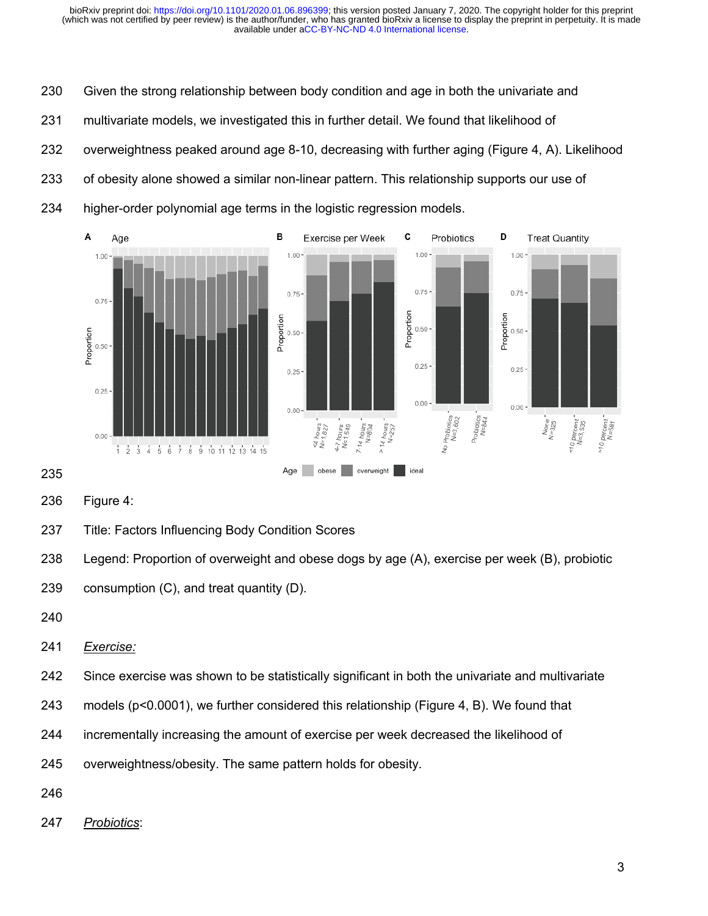Given the strong relationship between body condition and age in both the univariate and multivariate models, we investigated this in further detail. We found that likelihood of overweightness peaked around age 8-10, decreasing with further aging (Figure 4, A). Likelihood of obesity alone showed a similar non-linear pattern. This relationship supports our use of higher-order polynomial age terms in the logistic regression models.

Figure 4:

Title: Factors Influencing Body Condition Scores

Legend: Proportion of overweight and obese dogs by age (A), exercise per week (B), probiotic consumption (C), and treat quantity (D).

*Exercise:*

Since exercise was shown to be statistically significant in both the univariate and multivariate models ($p<0.0001$), we further considered this relationship (Figure 4, B). We found that incrementally increasing the amount of exercise per week decreased the likelihood of overweightness/obesity. The same pattern holds for obesity.

*Probiotics*: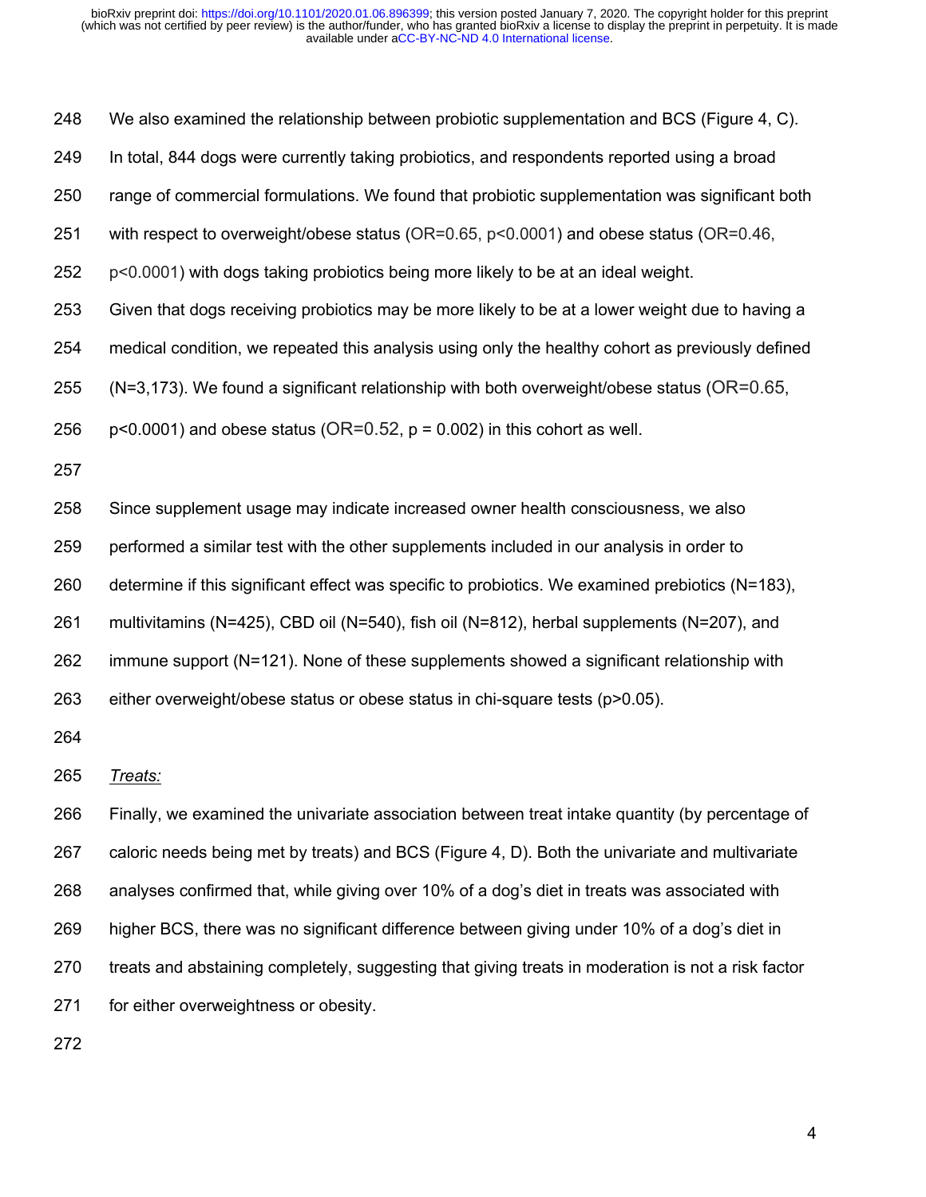We also examined the relationship between probiotic supplementation and BCS (Figure 4, C). In total, 844 dogs were currently taking probiotics, and respondents reported using a broad range of commercial formulations. We found that probiotic supplementation was significant both with respect to overweight/obese status (OR=0.65, $p<0.0001$) and obese status (OR=0.46, $p<0.0001$) with dogs taking probiotics being more likely to be at an ideal weight. Given that dogs receiving probiotics may be more likely to be at a lower weight due to having a medical condition, we repeated this analysis using only the healthy cohort as previously defined (N=3,173). We found a significant relationship with both overweight/obese status (OR=0.65, $p<0.0001$) and obese status (OR=0.52, $p = 0.002$) in this cohort as well.

Since supplement usage may indicate increased owner health consciousness, we also performed a similar test with the other supplements included in our analysis in order to determine if this significant effect was specific to probiotics. We examined prebiotics (N=183), multivitamins (N=425), CBD oil (N=540), fish oil (N=812), herbal supplements (N=207), and immune support (N=121). None of these supplements showed a significant relationship with either overweight/obese status or obese status in chi-square tests ($p>0.05$).

*Treats:*

Finally, we examined the univariate association between treat intake quantity (by percentage of caloric needs being met by treats) and BCS (Figure 4, D). Both the univariate and multivariate analyses confirmed that, while giving over 10% of a dog's diet in treats was associated with higher BCS, there was no significant difference between giving under 10% of a dog's diet in treats and abstaining completely, suggesting that giving treats in moderation is not a risk factor for either overweightness or obesity.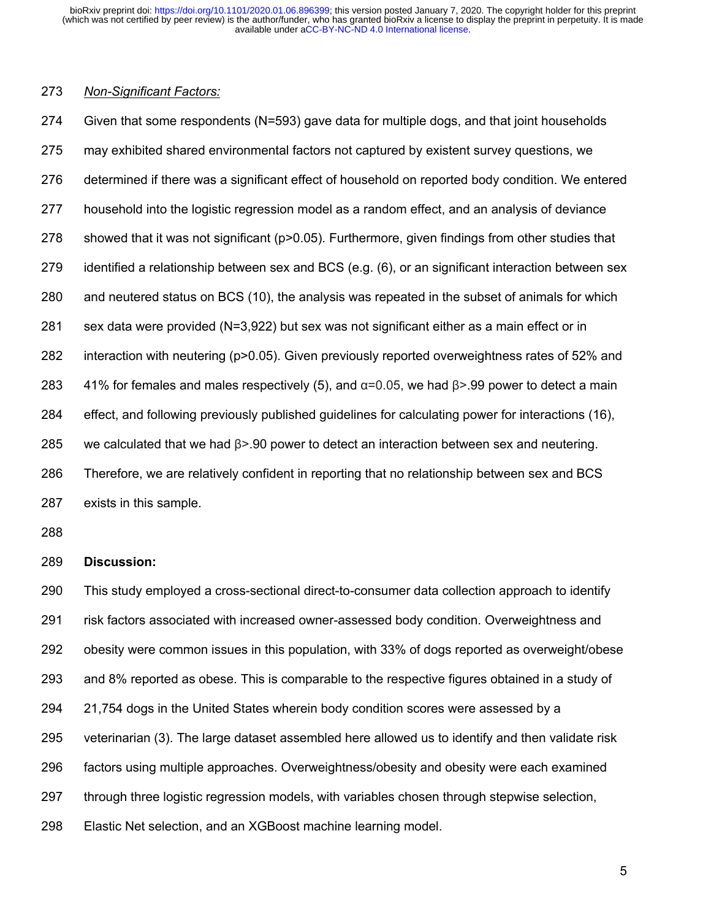*Non-Significant Factors:*

Given that some respondents (N=593) gave data for multiple dogs, and that joint households may exhibited shared environmental factors not captured by existent survey questions, we determined if there was a significant effect of household on reported body condition. We entered household into the logistic regression model as a random effect, and an analysis of deviance showed that it was not significant ($p>0.05$). Furthermore, given findings from other studies that identified a relationship between sex and BCS (e.g. (6), or an significant interaction between sex and neutered status on BCS (10), the analysis was repeated in the subset of animals for which sex data were provided (N=3,922) but sex was not significant either as a main effect or in interaction with neutering ($p>0.05$). Given previously reported overweightness rates of 52% and 41% for females and males respectively (5), and $\alpha=0.05$, we had $\beta>.99$ power to detect a main effect, and following previously published guidelines for calculating power for interactions (16), we calculated that we had $\beta>.90$ power to detect an interaction between sex and neutering. Therefore, we are relatively confident in reporting that no relationship between sex and BCS exists in this sample.

## Discussion:

This study employed a cross-sectional direct-to-consumer data collection approach to identify risk factors associated with increased owner-assessed body condition. Overweightness and obesity were common issues in this population, with 33% of dogs reported as overweight/obese and 8% reported as obese. This is comparable to the respective figures obtained in a study of 21,754 dogs in the United States wherein body condition scores were assessed by a veterinarian (3). The large dataset assembled here allowed us to identify and then validate risk factors using multiple approaches. Overweightness/obesity and obesity were each examined through three logistic regression models, with variables chosen through stepwise selection, Elastic Net selection, and an XGBoost machine learning model.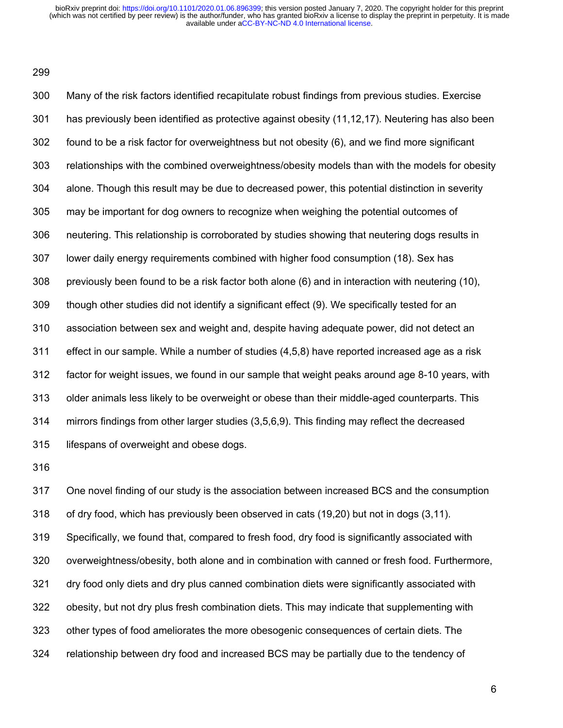Many of the risk factors identified recapitulate robust findings from previous studies. Exercise has previously been identified as protective against obesity (11,12,17). Neutering has also been found to be a risk factor for overweightness but not obesity (6), and we find more significant relationships with the combined overweightness/obesity models than with the models for obesity alone. Though this result may be due to decreased power, this potential distinction in severity may be important for dog owners to recognize when weighing the potential outcomes of neutering. This relationship is corroborated by studies showing that neutering dogs results in lower daily energy requirements combined with higher food consumption (18). Sex has previously been found to be a risk factor both alone (6) and in interaction with neutering (10), though other studies did not identify a significant effect (9). We specifically tested for an association between sex and weight and, despite having adequate power, did not detect an effect in our sample. While a number of studies (4,5,8) have reported increased age as a risk factor for weight issues, we found in our sample that weight peaks around age 8-10 years, with older animals less likely to be overweight or obese than their middle-aged counterparts. This mirrors findings from other larger studies (3,5,6,9). This finding may reflect the decreased lifespans of overweight and obese dogs.

One novel finding of our study is the association between increased BCS and the consumption of dry food, which has previously been observed in cats (19,20) but not in dogs (3,11). Specifically, we found that, compared to fresh food, dry food is significantly associated with overweightness/obesity, both alone and in combination with canned or fresh food. Furthermore, dry food only diets and dry plus canned combination diets were significantly associated with obesity, but not dry plus fresh combination diets. This may indicate that supplementing with other types of food ameliorates the more obesogenic consequences of certain diets. The relationship between dry food and increased BCS may be partially due to the tendency of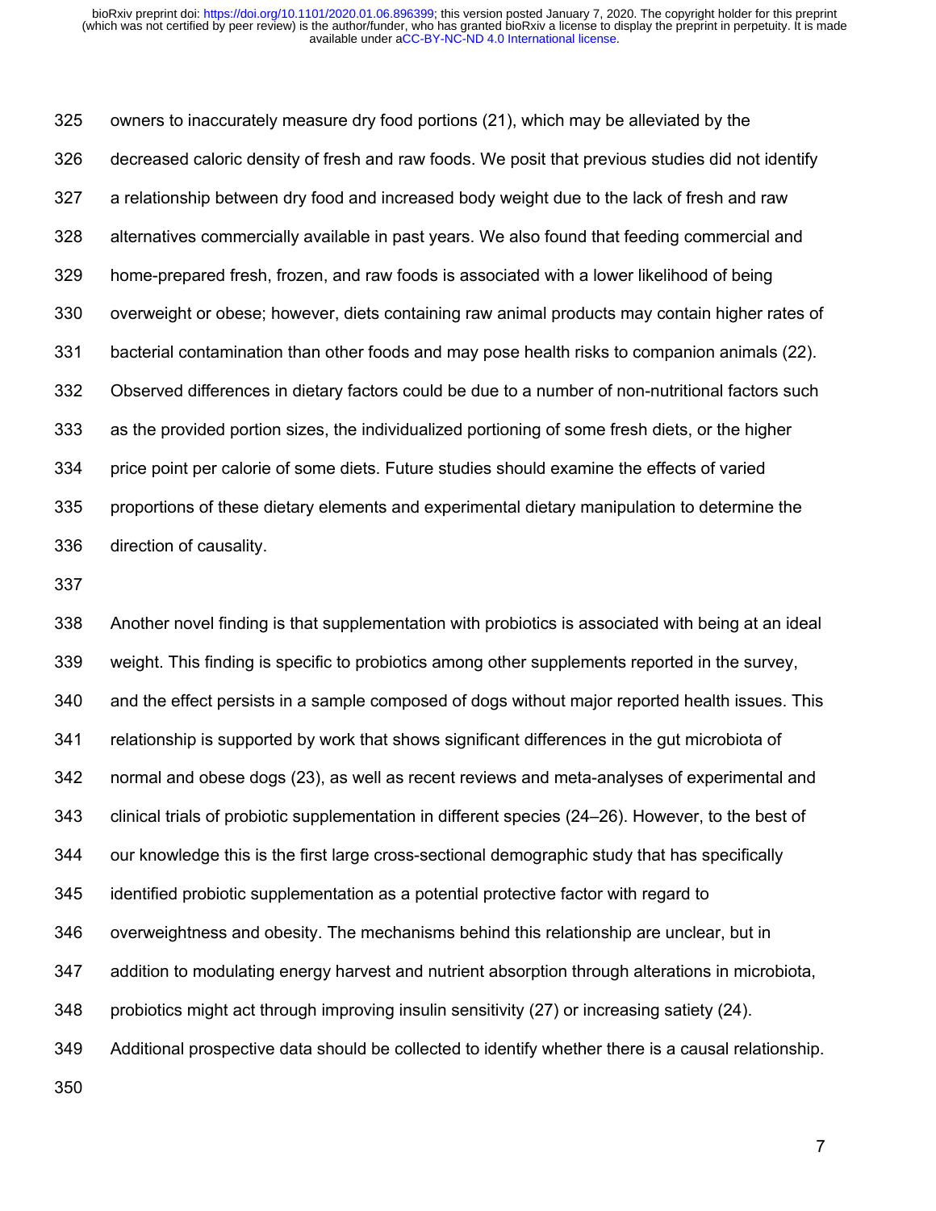owners to inaccurately measure dry food portions (21), which may be alleviated by the decreased caloric density of fresh and raw foods. We posit that previous studies did not identify a relationship between dry food and increased body weight due to the lack of fresh and raw alternatives commercially available in past years. We also found that feeding commercial and home-prepared fresh, frozen, and raw foods is associated with a lower likelihood of being overweight or obese; however, diets containing raw animal products may contain higher rates of bacterial contamination than other foods and may pose health risks to companion animals (22). Observed differences in dietary factors could be due to a number of non-nutritional factors such as the provided portion sizes, the individualized portioning of some fresh diets, or the higher price point per calorie of some diets. Future studies should examine the effects of varied proportions of these dietary elements and experimental dietary manipulation to determine the direction of causality.

Another novel finding is that supplementation with probiotics is associated with being at an ideal weight. This finding is specific to probiotics among other supplements reported in the survey, and the effect persists in a sample composed of dogs without major reported health issues. This relationship is supported by work that shows significant differences in the gut microbiota of normal and obese dogs (23), as well as recent reviews and meta-analyses of experimental and clinical trials of probiotic supplementation in different species (24–26). However, to the best of our knowledge this is the first large cross-sectional demographic study that has specifically identified probiotic supplementation as a potential protective factor with regard to overweightness and obesity. The mechanisms behind this relationship are unclear, but in addition to modulating energy harvest and nutrient absorption through alterations in microbiota, probiotics might act through improving insulin sensitivity (27) or increasing satiety (24). Additional prospective data should be collected to identify whether there is a causal relationship.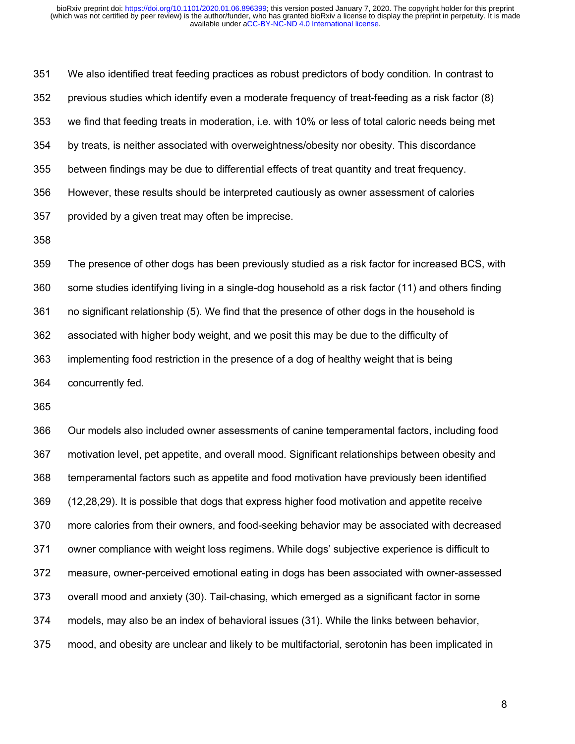We also identified treat feeding practices as robust predictors of body condition. In contrast to previous studies which identify even a moderate frequency of treat-feeding as a risk factor (8) we find that feeding treats in moderation, i.e. with 10% or less of total caloric needs being met by treats, is neither associated with overweightness/obesity nor obesity. This discordance between findings may be due to differential effects of treat quantity and treat frequency. However, these results should be interpreted cautiously as owner assessment of calories provided by a given treat may often be imprecise.

The presence of other dogs has been previously studied as a risk factor for increased BCS, with some studies identifying living in a single-dog household as a risk factor (11) and others finding no significant relationship (5). We find that the presence of other dogs in the household is associated with higher body weight, and we posit this may be due to the difficulty of implementing food restriction in the presence of a dog of healthy weight that is being concurrently fed.

Our models also included owner assessments of canine temperamental factors, including food motivation level, pet appetite, and overall mood. Significant relationships between obesity and temperamental factors such as appetite and food motivation have previously been identified (12,28,29). It is possible that dogs that express higher food motivation and appetite receive more calories from their owners, and food-seeking behavior may be associated with decreased owner compliance with weight loss regimens. While dogs' subjective experience is difficult to measure, owner-perceived emotional eating in dogs has been associated with owner-assessed overall mood and anxiety (30). Tail-chasing, which emerged as a significant factor in some models, may also be an index of behavioral issues (31). While the links between behavior, mood, and obesity are unclear and likely to be multifactorial, serotonin has been implicated in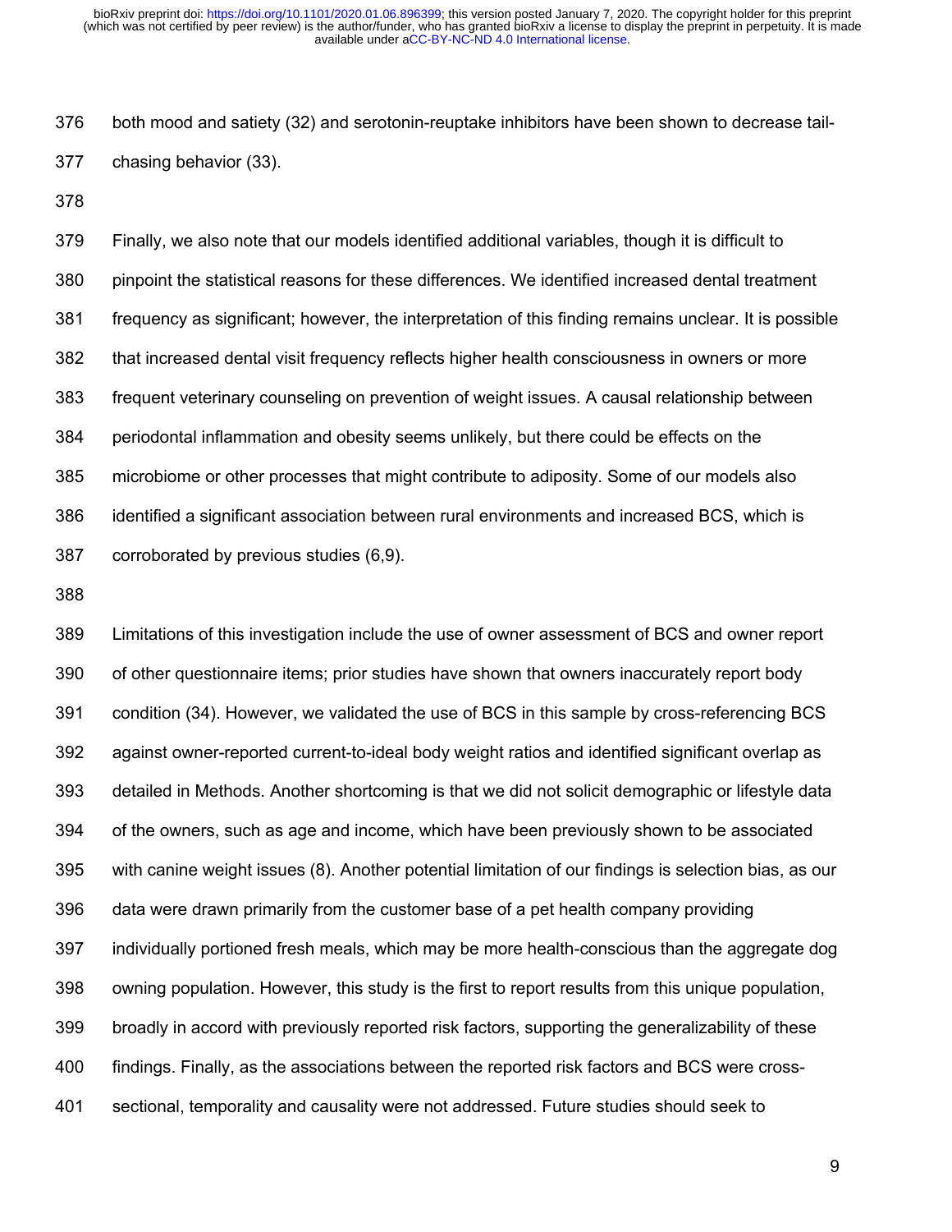both mood and satiety (32) and serotonin-reuptake inhibitors have been shown to decrease tail-chasing behavior (33).

Finally, we also note that our models identified additional variables, though it is difficult to pinpoint the statistical reasons for these differences. We identified increased dental treatment frequency as significant; however, the interpretation of this finding remains unclear. It is possible that increased dental visit frequency reflects higher health consciousness in owners or more frequent veterinary counseling on prevention of weight issues. A causal relationship between periodontal inflammation and obesity seems unlikely, but there could be effects on the microbiome or other processes that might contribute to adiposity. Some of our models also identified a significant association between rural environments and increased BCS, which is corroborated by previous studies (6,9).

Limitations of this investigation include the use of owner assessment of BCS and owner report of other questionnaire items; prior studies have shown that owners inaccurately report body condition (34). However, we validated the use of BCS in this sample by cross-referencing BCS against owner-reported current-to-ideal body weight ratios and identified significant overlap as detailed in Methods. Another shortcoming is that we did not solicit demographic or lifestyle data of the owners, such as age and income, which have been previously shown to be associated with canine weight issues (8). Another potential limitation of our findings is selection bias, as our data were drawn primarily from the customer base of a pet health company providing individually portioned fresh meals, which may be more health-conscious than the aggregate dog owning population. However, this study is the first to report results from this unique population, broadly in accord with previously reported risk factors, supporting the generalizability of these findings. Finally, as the associations between the reported risk factors and BCS were cross-sectional, temporality and causality were not addressed. Future studies should seek to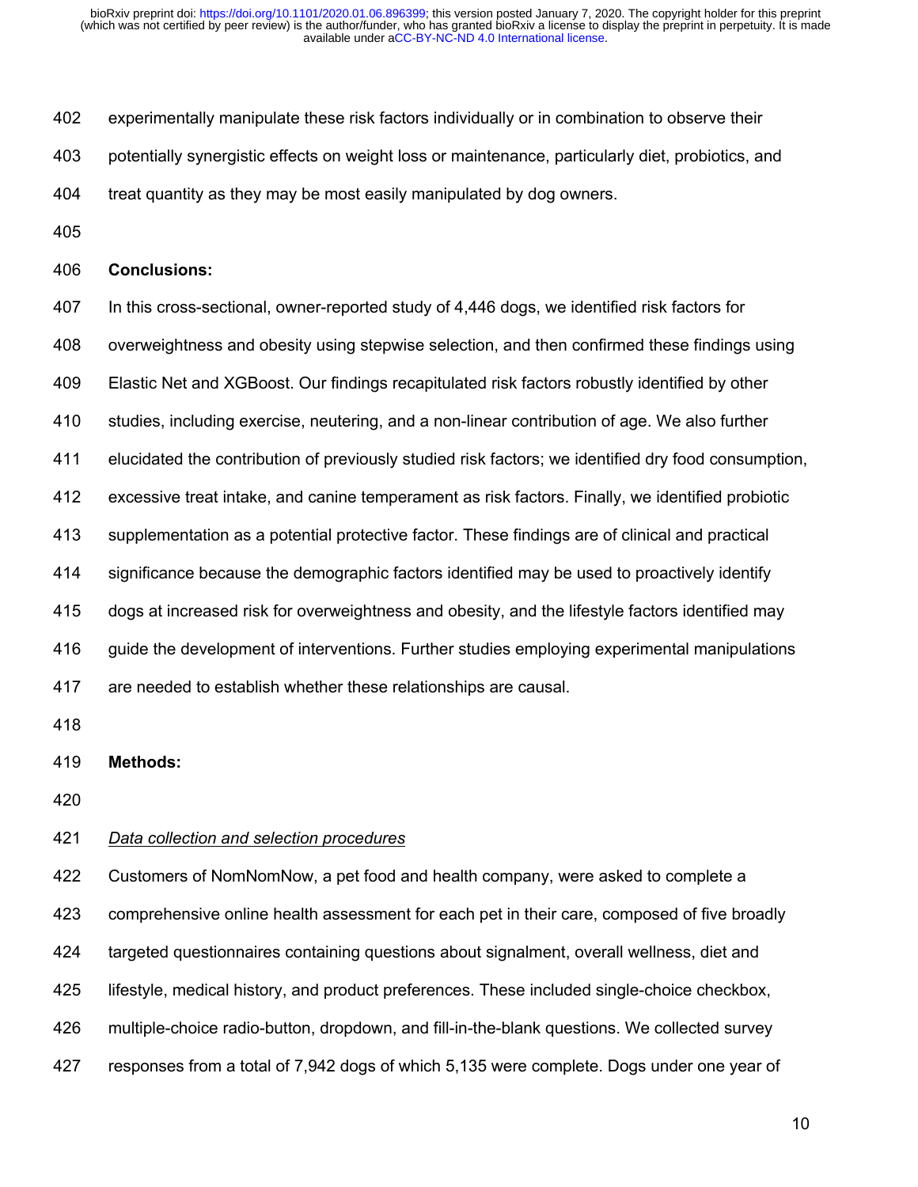experimentally manipulate these risk factors individually or in combination to observe their potentially synergistic effects on weight loss or maintenance, particularly diet, probiotics, and treat quantity as they may be most easily manipulated by dog owners.

## Conclusions:

In this cross-sectional, owner-reported study of 4,446 dogs, we identified risk factors for overweightness and obesity using stepwise selection, and then confirmed these findings using Elastic Net and XGBoost. Our findings recapitulated risk factors robustly identified by other studies, including exercise, neutering, and a non-linear contribution of age. We also further elucidated the contribution of previously studied risk factors; we identified dry food consumption, excessive treat intake, and canine temperament as risk factors. Finally, we identified probiotic supplementation as a potential protective factor. These findings are of clinical and practical significance because the demographic factors identified may be used to proactively identify dogs at increased risk for overweightness and obesity, and the lifestyle factors identified may guide the development of interventions. Further studies employing experimental manipulations are needed to establish whether these relationships are causal.

## Methods:

### *Data collection and selection procedures*

Customers of NomNomNow, a pet food and health company, were asked to complete a comprehensive online health assessment for each pet in their care, composed of five broadly targeted questionnaires containing questions about signalment, overall wellness, diet and lifestyle, medical history, and product preferences. These included single-choice checkbox, multiple-choice radio-button, dropdown, and fill-in-the-blank questions. We collected survey responses from a total of 7,942 dogs of which 5,135 were complete. Dogs under one year of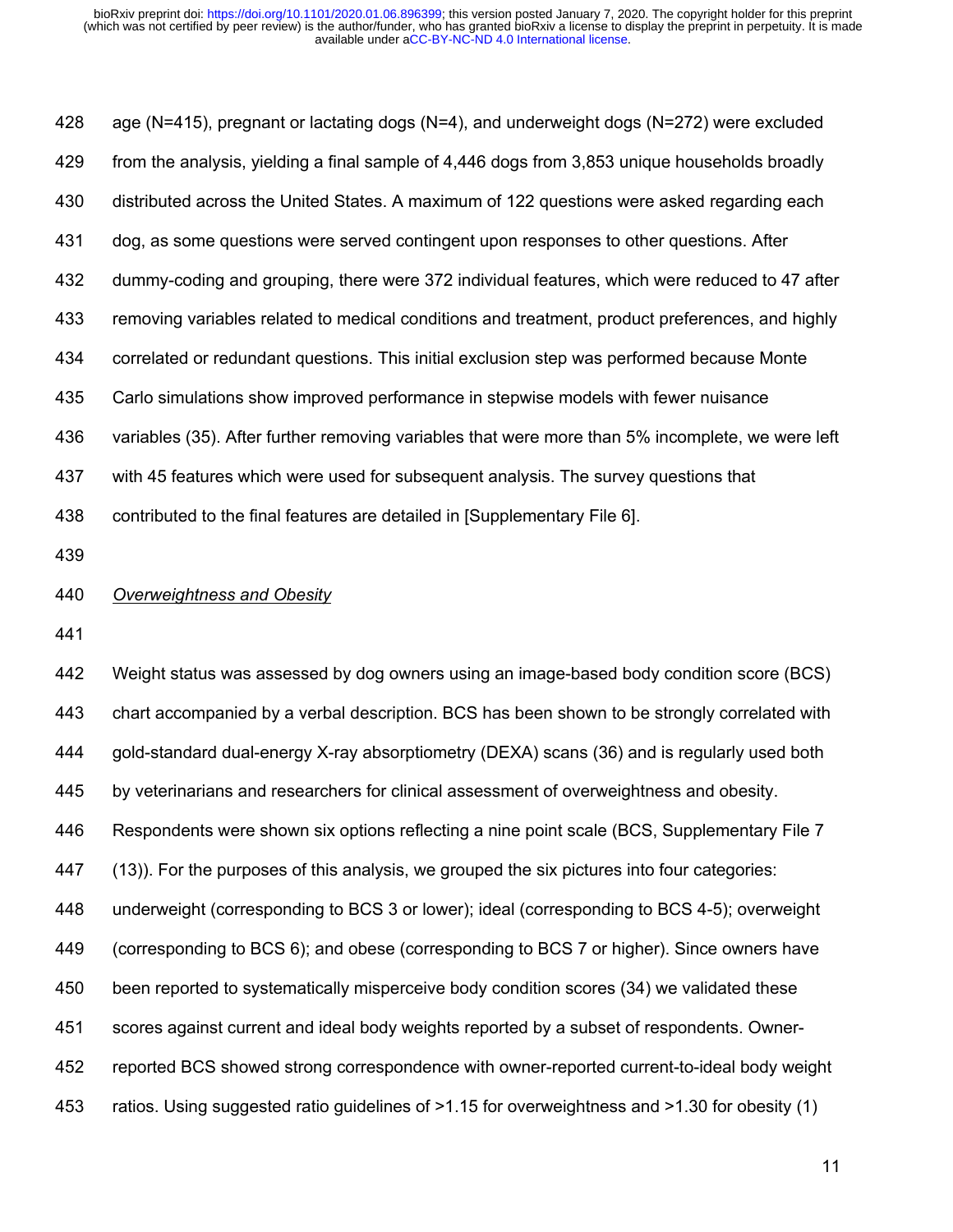age (N=415), pregnant or lactating dogs (N=4), and underweight dogs (N=272) were excluded from the analysis, yielding a final sample of 4,446 dogs from 3,853 unique households broadly distributed across the United States. A maximum of 122 questions were asked regarding each dog, as some questions were served contingent upon responses to other questions. After dummy-coding and grouping, there were 372 individual features, which were reduced to 47 after removing variables related to medical conditions and treatment, product preferences, and highly correlated or redundant questions. This initial exclusion step was performed because Monte Carlo simulations show improved performance in stepwise models with fewer nuisance variables (35). After further removing variables that were more than 5% incomplete, we were left with 45 features which were used for subsequent analysis. The survey questions that contributed to the final features are detailed in [Supplementary File 6].

*Overweightness and Obesity*

Weight status was assessed by dog owners using an image-based body condition score (BCS) chart accompanied by a verbal description. BCS has been shown to be strongly correlated with gold-standard dual-energy X-ray absorptiometry (DEXA) scans (36) and is regularly used both by veterinarians and researchers for clinical assessment of overweightness and obesity. Respondents were shown six options reflecting a nine point scale (BCS, Supplementary File 7 (13)). For the purposes of this analysis, we grouped the six pictures into four categories: underweight (corresponding to BCS 3 or lower); ideal (corresponding to BCS 4-5); overweight (corresponding to BCS 6); and obese (corresponding to BCS 7 or higher). Since owners have been reported to systematically misperceive body condition scores (34) we validated these scores against current and ideal body weights reported by a subset of respondents. Owner-reported BCS showed strong correspondence with owner-reported current-to-ideal body weight ratios. Using suggested ratio guidelines of >1.15 for overweightness and >1.30 for obesity (1)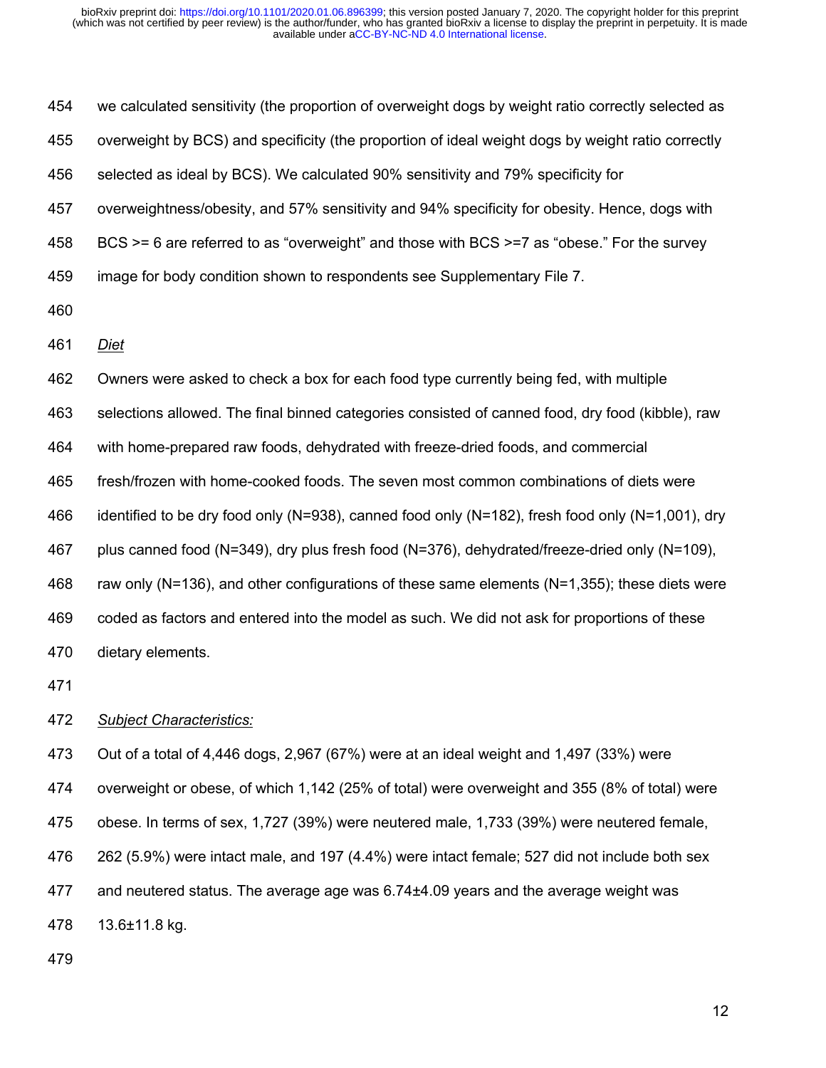we calculated sensitivity (the proportion of overweight dogs by weight ratio correctly selected as overweight by BCS) and specificity (the proportion of ideal weight dogs by weight ratio correctly selected as ideal by BCS). We calculated 90% sensitivity and 79% specificity for overweightness/obesity, and 57% sensitivity and 94% specificity for obesity. Hence, dogs with BCS >= 6 are referred to as "overweight" and those with BCS >=7 as "obese." For the survey image for body condition shown to respondents see Supplementary File 7.

*Diet*

Owners were asked to check a box for each food type currently being fed, with multiple selections allowed. The final binned categories consisted of canned food, dry food (kibble), raw with home-prepared raw foods, dehydrated with freeze-dried foods, and commercial fresh/frozen with home-cooked foods. The seven most common combinations of diets were identified to be dry food only (N=938), canned food only (N=182), fresh food only (N=1,001), dry plus canned food (N=349), dry plus fresh food (N=376), dehydrated/freeze-dried only (N=109), raw only (N=136), and other configurations of these same elements (N=1,355); these diets were coded as factors and entered into the model as such. We did not ask for proportions of these dietary elements.

*Subject Characteristics:*

Out of a total of 4,446 dogs, 2,967 (67%) were at an ideal weight and 1,497 (33%) were overweight or obese, of which 1,142 (25% of total) were overweight and 355 (8% of total) were obese. In terms of sex, 1,727 (39%) were neutered male, 1,733 (39%) were neutered female, 262 (5.9%) were intact male, and 197 (4.4%) were intact female; 527 did not include both sex and neutered status. The average age was 6.74±4.09 years and the average weight was 13.6±11.8 kg.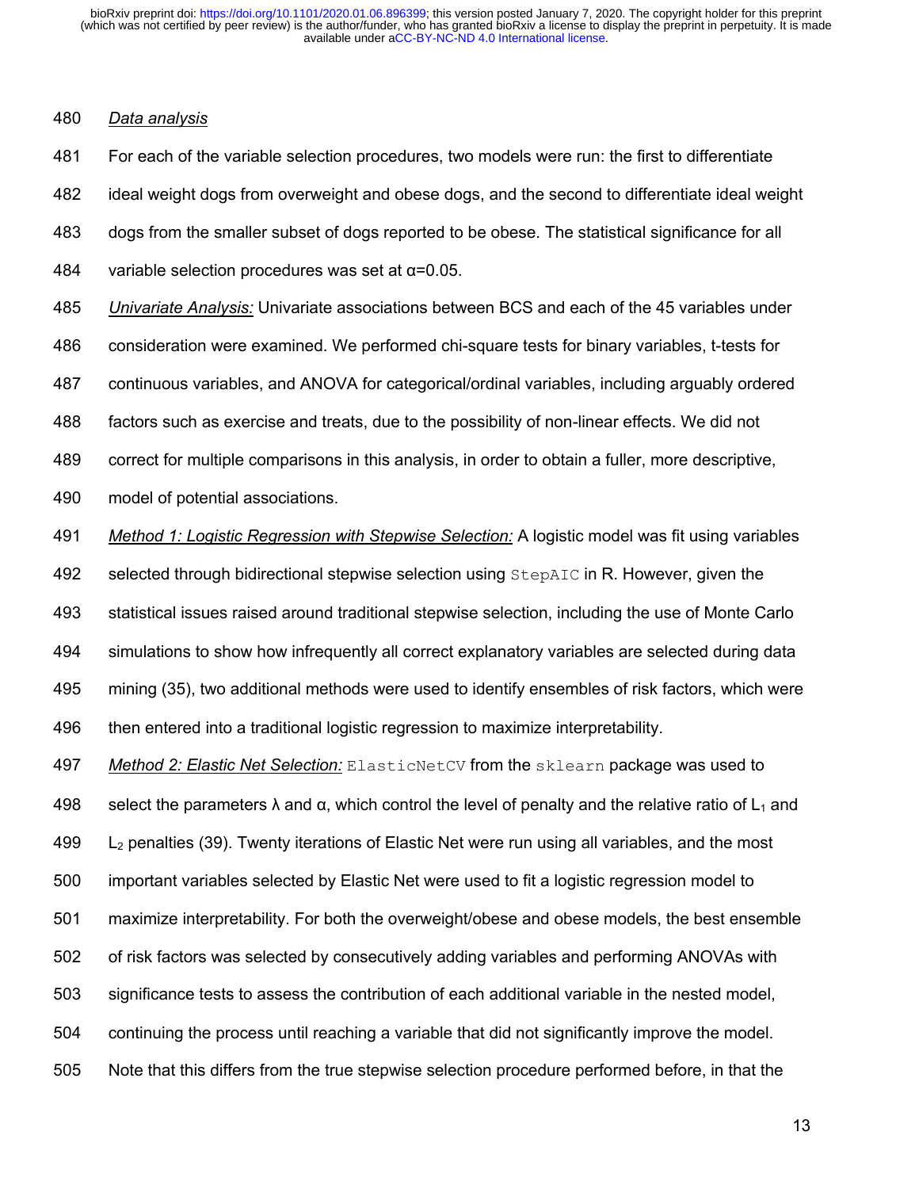*Data analysis*

For each of the variable selection procedures, two models were run: the first to differentiate ideal weight dogs from overweight and obese dogs, and the second to differentiate ideal weight dogs from the smaller subset of dogs reported to be obese. The statistical significance for all variable selection procedures was set at $\alpha$=0.05.

*Univariate Analysis:* Univariate associations between BCS and each of the 45 variables under consideration were examined. We performed chi-square tests for binary variables, t-tests for continuous variables, and ANOVA for categorical/ordinal variables, including arguably ordered factors such as exercise and treats, due to the possibility of non-linear effects. We did not correct for multiple comparisons in this analysis, in order to obtain a fuller, more descriptive, model of potential associations.

*Method 1: Logistic Regression with Stepwise Selection:* A logistic model was fit using variables selected through bidirectional stepwise selection using `StepAIC` in R. However, given the statistical issues raised around traditional stepwise selection, including the use of Monte Carlo simulations to show how infrequently all correct explanatory variables are selected during data mining (35), two additional methods were used to identify ensembles of risk factors, which were then entered into a traditional logistic regression to maximize interpretability.

*Method 2: Elastic Net Selection:* `ElasticNetCV` from the `sklearn` package was used to select the parameters $\lambda$ and $\alpha$, which control the level of penalty and the relative ratio of $L_1$ and $L_2$ penalties (39). Twenty iterations of Elastic Net were run using all variables, and the most important variables selected by Elastic Net were used to fit a logistic regression model to maximize interpretability. For both the overweight/obese and obese models, the best ensemble of risk factors was selected by consecutively adding variables and performing ANOVAs with significance tests to assess the contribution of each additional variable in the nested model, continuing the process until reaching a variable that did not significantly improve the model. Note that this differs from the true stepwise selection procedure performed before, in that the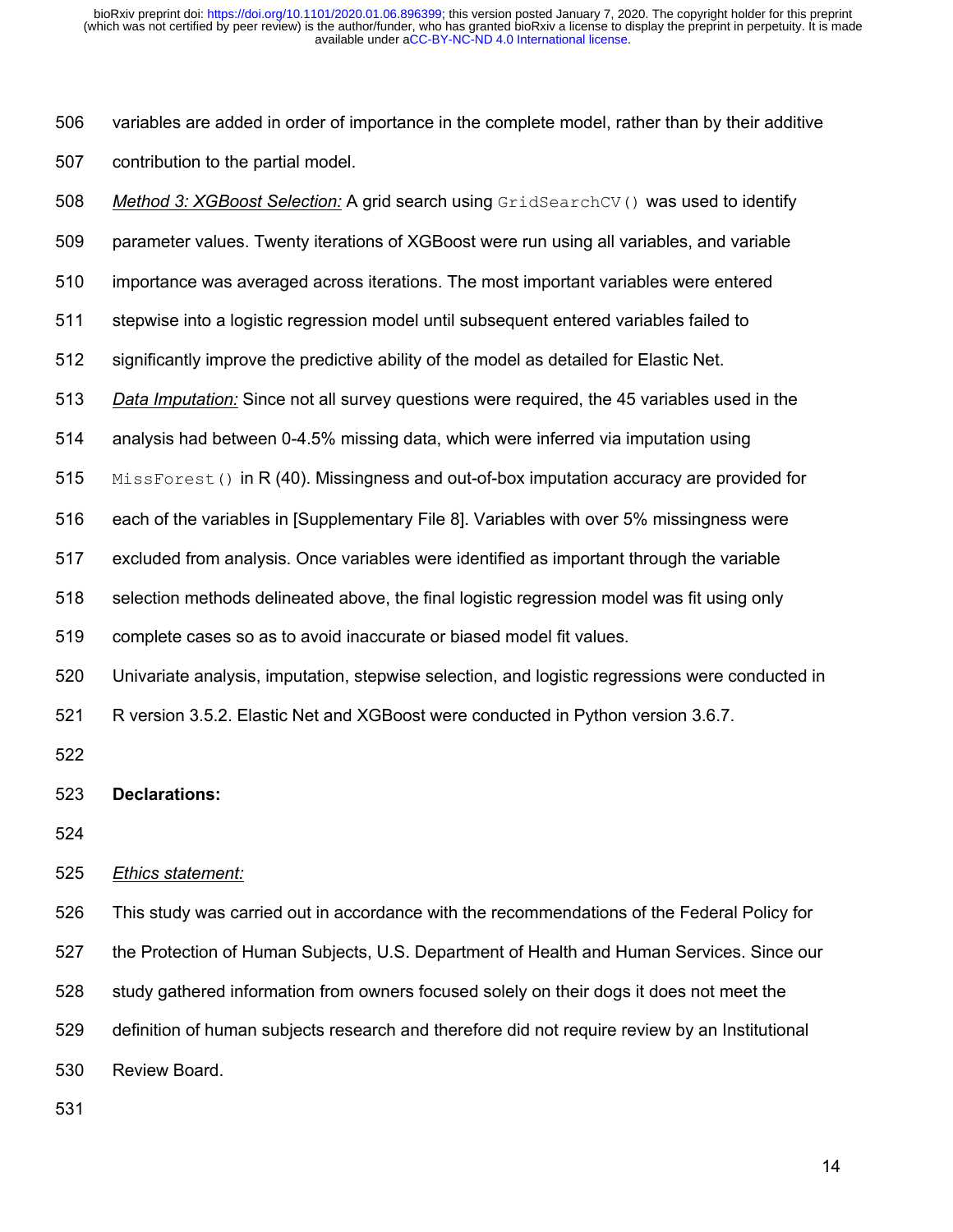variables are added in order of importance in the complete model, rather than by their additive contribution to the partial model.

*Method 3: XGBoost Selection:* A grid search using `GridSearchCV()` was used to identify parameter values. Twenty iterations of XGBoost were run using all variables, and variable importance was averaged across iterations. The most important variables were entered stepwise into a logistic regression model until subsequent entered variables failed to significantly improve the predictive ability of the model as detailed for Elastic Net.

*Data Imputation:* Since not all survey questions were required, the 45 variables used in the analysis had between 0-4.5% missing data, which were inferred via imputation using `MissForest()` in R (40). Missingness and out-of-box imputation accuracy are provided for each of the variables in [Supplementary File 8]. Variables with over 5% missingness were excluded from analysis. Once variables were identified as important through the variable selection methods delineated above, the final logistic regression model was fit using only complete cases so as to avoid inaccurate or biased model fit values.

Univariate analysis, imputation, stepwise selection, and logistic regressions were conducted in R version 3.5.2. Elastic Net and XGBoost were conducted in Python version 3.6.7.

**Declarations:**

*Ethics statement:*

This study was carried out in accordance with the recommendations of the Federal Policy for the Protection of Human Subjects, U.S. Department of Health and Human Services. Since our study gathered information from owners focused solely on their dogs it does not meet the definition of human subjects research and therefore did not require review by an Institutional Review Board.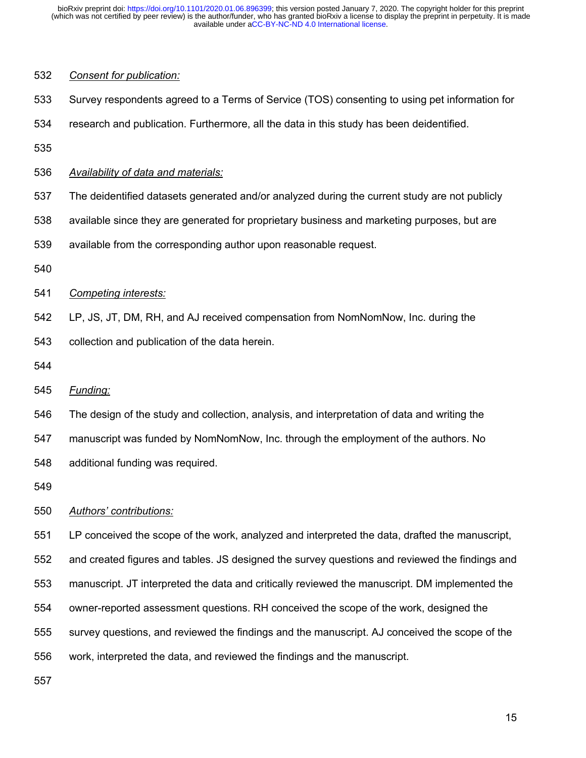*Consent for publication:*

Survey respondents agreed to a Terms of Service (TOS) consenting to using pet information for research and publication. Furthermore, all the data in this study has been deidentified.

*Availability of data and materials:*

The deidentified datasets generated and/or analyzed during the current study are not publicly available since they are generated for proprietary business and marketing purposes, but are available from the corresponding author upon reasonable request.

*Competing interests:*

LP, JS, JT, DM, RH, and AJ received compensation from NomNomNow, Inc. during the collection and publication of the data herein.

*Funding:*

The design of the study and collection, analysis, and interpretation of data and writing the manuscript was funded by NomNomNow, Inc. through the employment of the authors. No additional funding was required.

*Authors' contributions:*

LP conceived the scope of the work, analyzed and interpreted the data, drafted the manuscript, and created figures and tables. JS designed the survey questions and reviewed the findings and manuscript. JT interpreted the data and critically reviewed the manuscript. DM implemented the owner-reported assessment questions. RH conceived the scope of the work, designed the survey questions, and reviewed the findings and the manuscript. AJ conceived the scope of the work, interpreted the data, and reviewed the findings and the manuscript.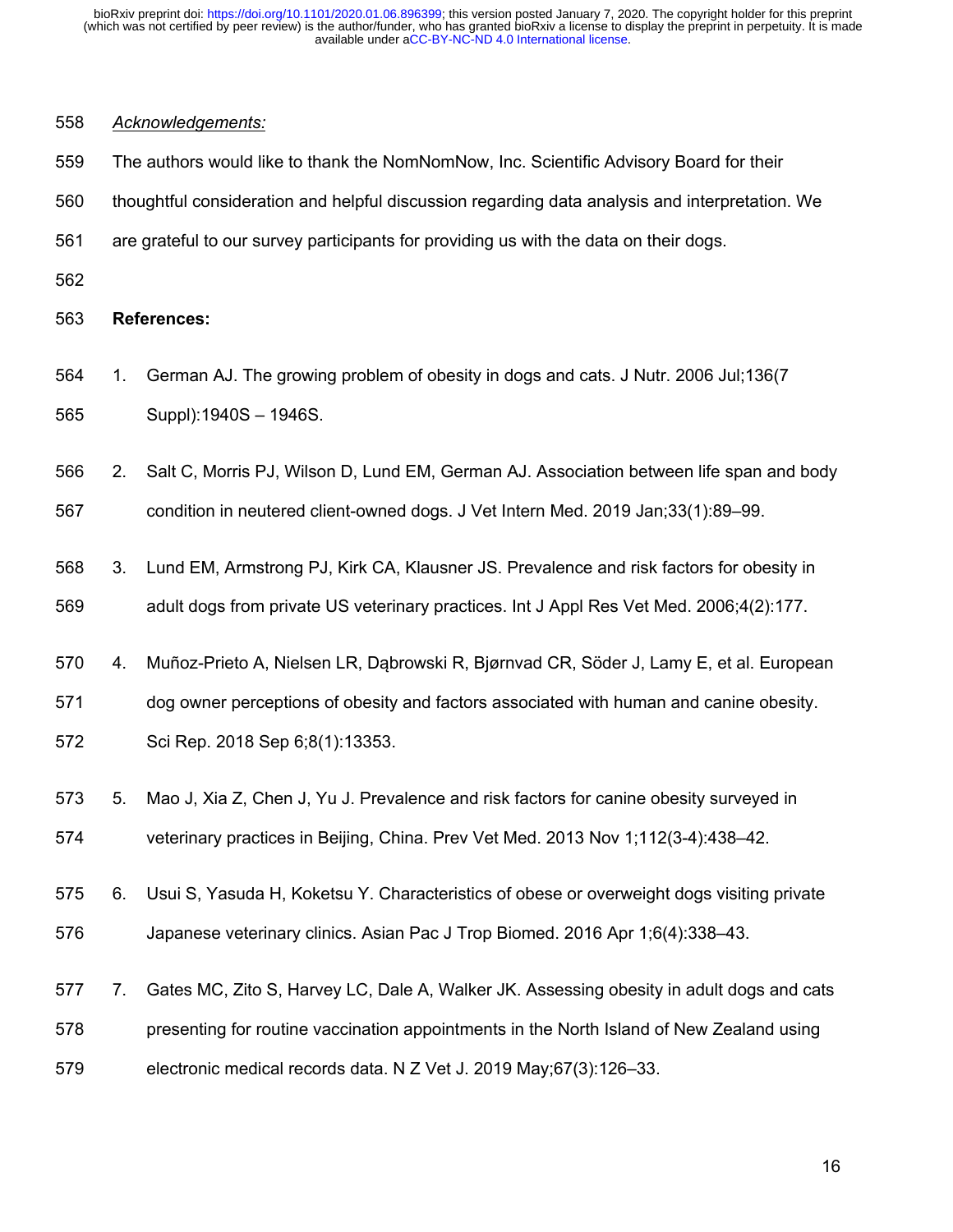*Acknowledgements:*

The authors would like to thank the NomNomNow, Inc. Scientific Advisory Board for their thoughtful consideration and helpful discussion regarding data analysis and interpretation. We are grateful to our survey participants for providing us with the data on their dogs.

**References:**

1. German AJ. The growing problem of obesity in dogs and cats. J Nutr. 2006 Jul;136(7 Suppl):1940S – 1946S.
2. Salt C, Morris PJ, Wilson D, Lund EM, German AJ. Association between life span and body condition in neutered client-owned dogs. J Vet Intern Med. 2019 Jan;33(1):89–99.
3. Lund EM, Armstrong PJ, Kirk CA, Klausner JS. Prevalence and risk factors for obesity in adult dogs from private US veterinary practices. Int J Appl Res Vet Med. 2006;4(2):177.
4. Muñoz-Prieto A, Nielsen LR, Dąbrowski R, Bjørnvad CR, Söder J, Lamy E, et al. European dog owner perceptions of obesity and factors associated with human and canine obesity. Sci Rep. 2018 Sep 6;8(1):13353.
5. Mao J, Xia Z, Chen J, Yu J. Prevalence and risk factors for canine obesity surveyed in veterinary practices in Beijing, China. Prev Vet Med. 2013 Nov 1;112(3-4):438–42.
6. Usui S, Yasuda H, Koketsu Y. Characteristics of obese or overweight dogs visiting private Japanese veterinary clinics. Asian Pac J Trop Biomed. 2016 Apr 1;6(4):338–43.
7. Gates MC, Zito S, Harvey LC, Dale A, Walker JK. Assessing obesity in adult dogs and cats presenting for routine vaccination appointments in the North Island of New Zealand using electronic medical records data. N Z Vet J. 2019 May;67(3):126–33.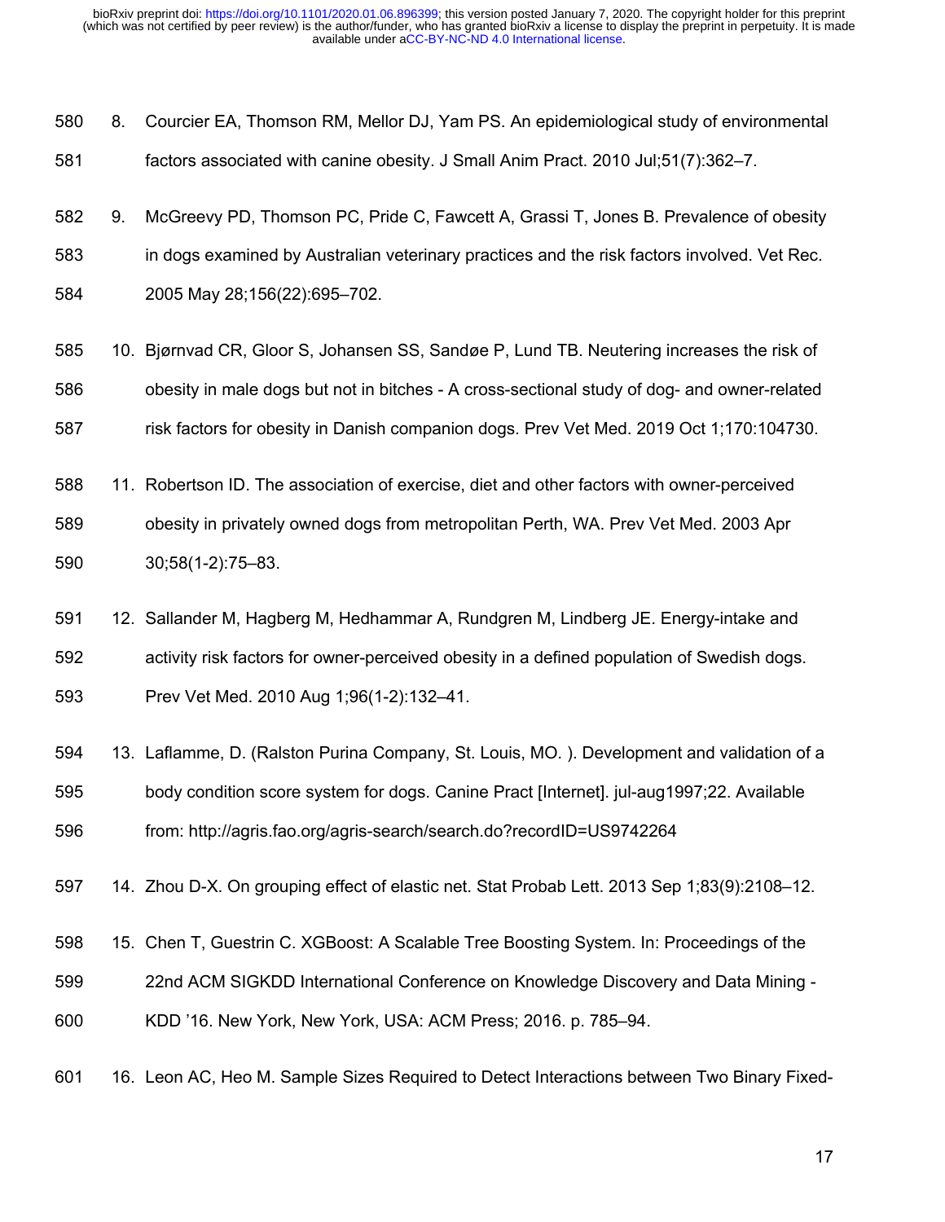8. Courcier EA, Thomson RM, Mellor DJ, Yam PS. An epidemiological study of environmental factors associated with canine obesity. J Small Anim Pract. 2010 Jul;51(7):362–7.

9. McGreevy PD, Thomson PC, Pride C, Fawcett A, Grassi T, Jones B. Prevalence of obesity in dogs examined by Australian veterinary practices and the risk factors involved. Vet Rec. 2005 May 28;156(22):695–702.

10. Bjørnvad CR, Gloor S, Johansen SS, Sandøe P, Lund TB. Neutering increases the risk of obesity in male dogs but not in bitches - A cross-sectional study of dog- and owner-related risk factors for obesity in Danish companion dogs. Prev Vet Med. 2019 Oct 1;170:104730.

11. Robertson ID. The association of exercise, diet and other factors with owner-perceived obesity in privately owned dogs from metropolitan Perth, WA. Prev Vet Med. 2003 Apr 30;58(1-2):75–83.

12. Sallander M, Hagberg M, Hedhammar A, Rundgren M, Lindberg JE. Energy-intake and activity risk factors for owner-perceived obesity in a defined population of Swedish dogs. Prev Vet Med. 2010 Aug 1;96(1-2):132–41.

13. Laflamme, D. (Ralston Purina Company, St. Louis, MO. ). Development and validation of a body condition score system for dogs. Canine Pract [Internet]. jul-aug1997;22. Available from: http://agris.fao.org/agris-search/search.do?recordID=US9742264

14. Zhou D-X. On grouping effect of elastic net. Stat Probab Lett. 2013 Sep 1;83(9):2108–12.

15. Chen T, Guestrin C. XGBoost: A Scalable Tree Boosting System. In: Proceedings of the 22nd ACM SIGKDD International Conference on Knowledge Discovery and Data Mining - KDD '16. New York, New York, USA: ACM Press; 2016. p. 785–94.

16. Leon AC, Heo M. Sample Sizes Required to Detect Interactions between Two Binary Fixed-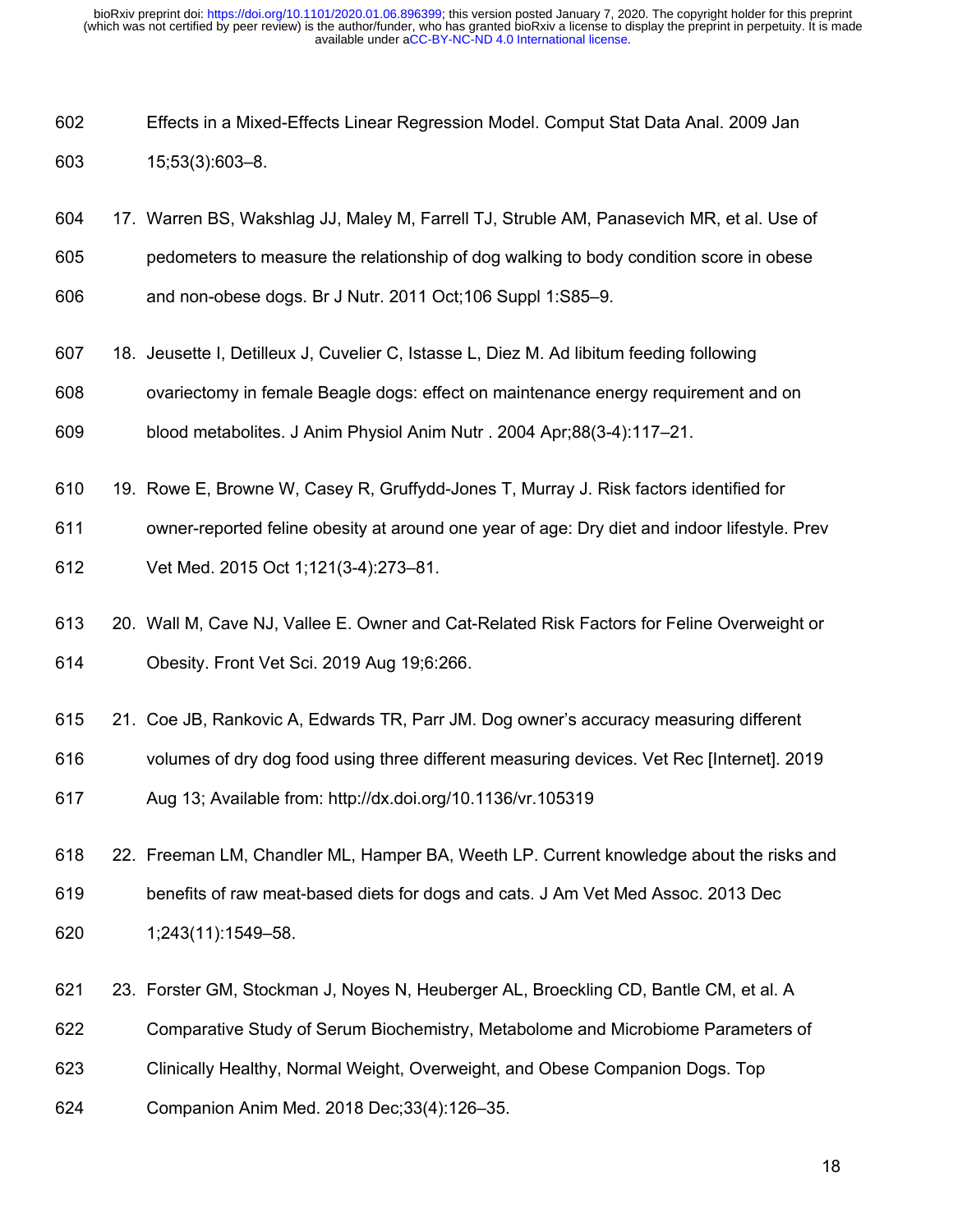Effects in a Mixed-Effects Linear Regression Model. Comput Stat Data Anal. 2009 Jan 15;53(3):603–8.

17. Warren BS, Wakshlag JJ, Maley M, Farrell TJ, Struble AM, Panasevich MR, et al. Use of pedometers to measure the relationship of dog walking to body condition score in obese and non-obese dogs. Br J Nutr. 2011 Oct;106 Suppl 1:S85–9.

18. Jeusette I, Detilleux J, Cuvelier C, Istasse L, Diez M. Ad libitum feeding following ovariectomy in female Beagle dogs: effect on maintenance energy requirement and on blood metabolites. J Anim Physiol Anim Nutr . 2004 Apr;88(3-4):117–21.

19. Rowe E, Browne W, Casey R, Gruffydd-Jones T, Murray J. Risk factors identified for owner-reported feline obesity at around one year of age: Dry diet and indoor lifestyle. Prev Vet Med. 2015 Oct 1;121(3-4):273–81.

20. Wall M, Cave NJ, Vallee E. Owner and Cat-Related Risk Factors for Feline Overweight or Obesity. Front Vet Sci. 2019 Aug 19;6:266.

21. Coe JB, Rankovic A, Edwards TR, Parr JM. Dog owner's accuracy measuring different volumes of dry dog food using three different measuring devices. Vet Rec [Internet]. 2019 Aug 13; Available from: http://dx.doi.org/10.1136/vr.105319

22. Freeman LM, Chandler ML, Hamper BA, Weeth LP. Current knowledge about the risks and benefits of raw meat-based diets for dogs and cats. J Am Vet Med Assoc. 2013 Dec 1;243(11):1549–58.

23. Forster GM, Stockman J, Noyes N, Heuberger AL, Broeckling CD, Bantle CM, et al. A Comparative Study of Serum Biochemistry, Metabolome and Microbiome Parameters of Clinically Healthy, Normal Weight, Overweight, and Obese Companion Dogs. Top Companion Anim Med. 2018 Dec;33(4):126–35.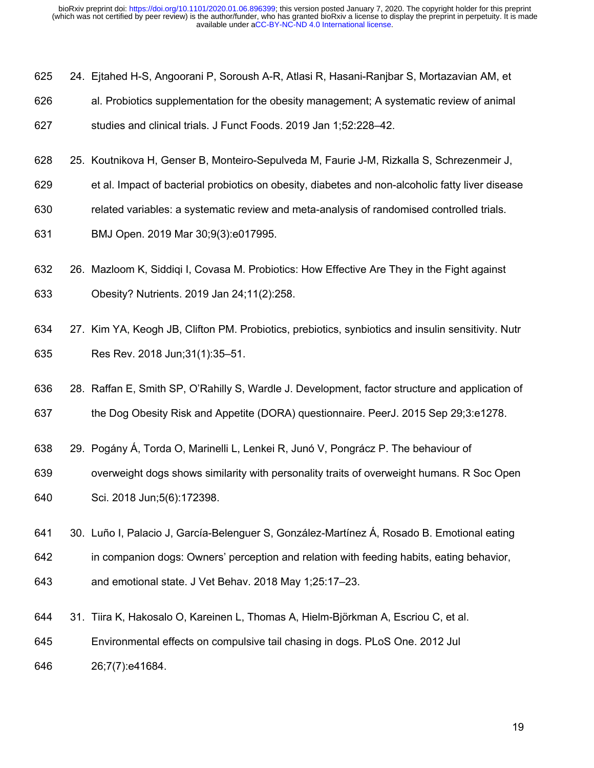24. Ejtahed H-S, Angoorani P, Soroush A-R, Atlasi R, Hasani-Ranjbar S, Mortazavian AM, et al. Probiotics supplementation for the obesity management; A systematic review of animal studies and clinical trials. J Funct Foods. 2019 Jan 1;52:228–42.

25. Koutnikova H, Genser B, Monteiro-Sepulveda M, Faurie J-M, Rizkalla S, Schrezenmeir J, et al. Impact of bacterial probiotics on obesity, diabetes and non-alcoholic fatty liver disease related variables: a systematic review and meta-analysis of randomised controlled trials. BMJ Open. 2019 Mar 30;9(3):e017995.

26. Mazloom K, Siddiqi I, Covasa M. Probiotics: How Effective Are They in the Fight against Obesity? Nutrients. 2019 Jan 24;11(2):258.

27. Kim YA, Keogh JB, Clifton PM. Probiotics, prebiotics, synbiotics and insulin sensitivity. Nutr Res Rev. 2018 Jun;31(1):35–51.

28. Raffan E, Smith SP, O'Rahilly S, Wardle J. Development, factor structure and application of the Dog Obesity Risk and Appetite (DORA) questionnaire. PeerJ. 2015 Sep 29;3:e1278.

29. Pogány Á, Torda O, Marinelli L, Lenkei R, Junó V, Pongrácz P. The behaviour of overweight dogs shows similarity with personality traits of overweight humans. R Soc Open Sci. 2018 Jun;5(6):172398.

30. Luño I, Palacio J, García-Belenguer S, González-Martínez Á, Rosado B. Emotional eating in companion dogs: Owners' perception and relation with feeding habits, eating behavior, and emotional state. J Vet Behav. 2018 May 1;25:17–23.

31. Tiira K, Hakosalo O, Kareinen L, Thomas A, Hielm-Björkman A, Escriou C, et al. Environmental effects on compulsive tail chasing in dogs. PLoS One. 2012 Jul 26;7(7):e41684.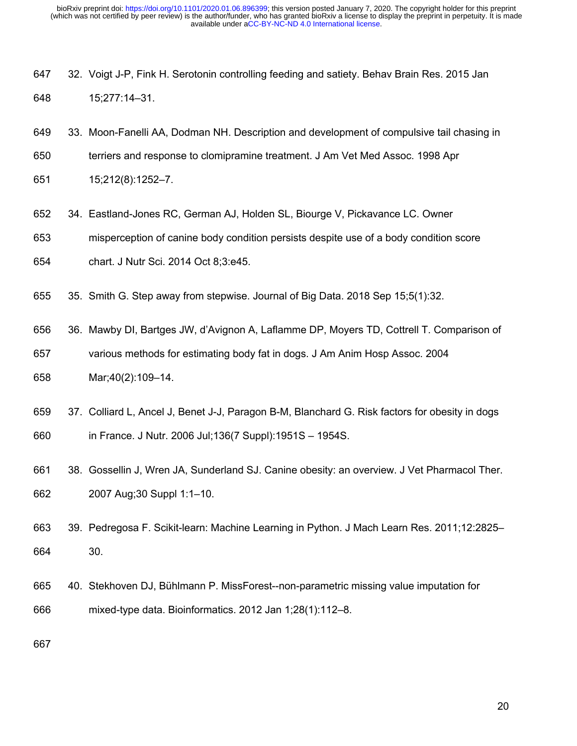32. Voigt J-P, Fink H. Serotonin controlling feeding and satiety. Behav Brain Res. 2015 Jan 15;277:14–31.

33. Moon-Fanelli AA, Dodman NH. Description and development of compulsive tail chasing in terriers and response to clomipramine treatment. J Am Vet Med Assoc. 1998 Apr 15;212(8):1252–7.

34. Eastland-Jones RC, German AJ, Holden SL, Biourge V, Pickavance LC. Owner misperception of canine body condition persists despite use of a body condition score chart. J Nutr Sci. 2014 Oct 8;3:e45.

35. Smith G. Step away from stepwise. Journal of Big Data. 2018 Sep 15;5(1):32.

36. Mawby DI, Bartges JW, d'Avignon A, Laflamme DP, Moyers TD, Cottrell T. Comparison of various methods for estimating body fat in dogs. J Am Anim Hosp Assoc. 2004 Mar;40(2):109–14.

37. Colliard L, Ancel J, Benet J-J, Paragon B-M, Blanchard G. Risk factors for obesity in dogs in France. J Nutr. 2006 Jul;136(7 Suppl):1951S – 1954S.

38. Gossellin J, Wren JA, Sunderland SJ. Canine obesity: an overview. J Vet Pharmacol Ther. 2007 Aug;30 Suppl 1:1–10.

39. Pedregosa F. Scikit-learn: Machine Learning in Python. J Mach Learn Res. 2011;12:2825–30.

40. Stekhoven DJ, Bühlmann P. MissForest--non-parametric missing value imputation for mixed-type data. Bioinformatics. 2012 Jan 1;28(1):112–8.